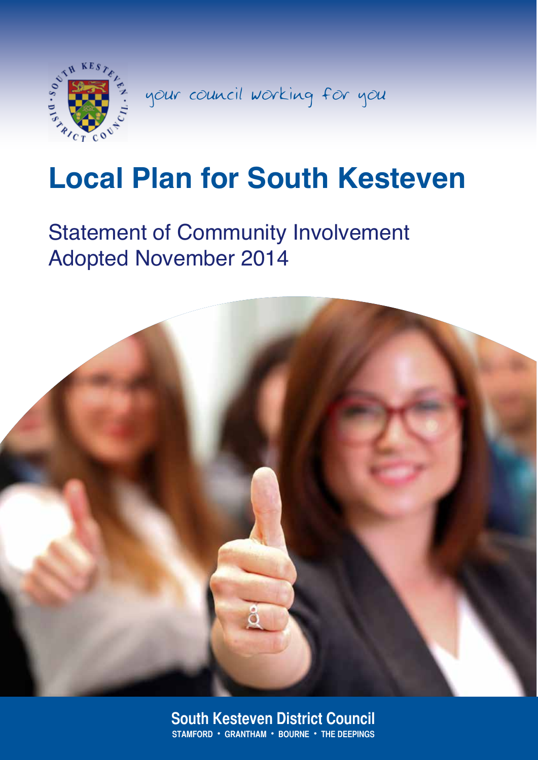your council working for you

# Local Plan for South Kesteven

## Statement of Community Involvement
## Adopted November 2014

**South Kesteven District Council**

**STAMFORD • GRANTHAM • BOURNE • THE DEEPINGS**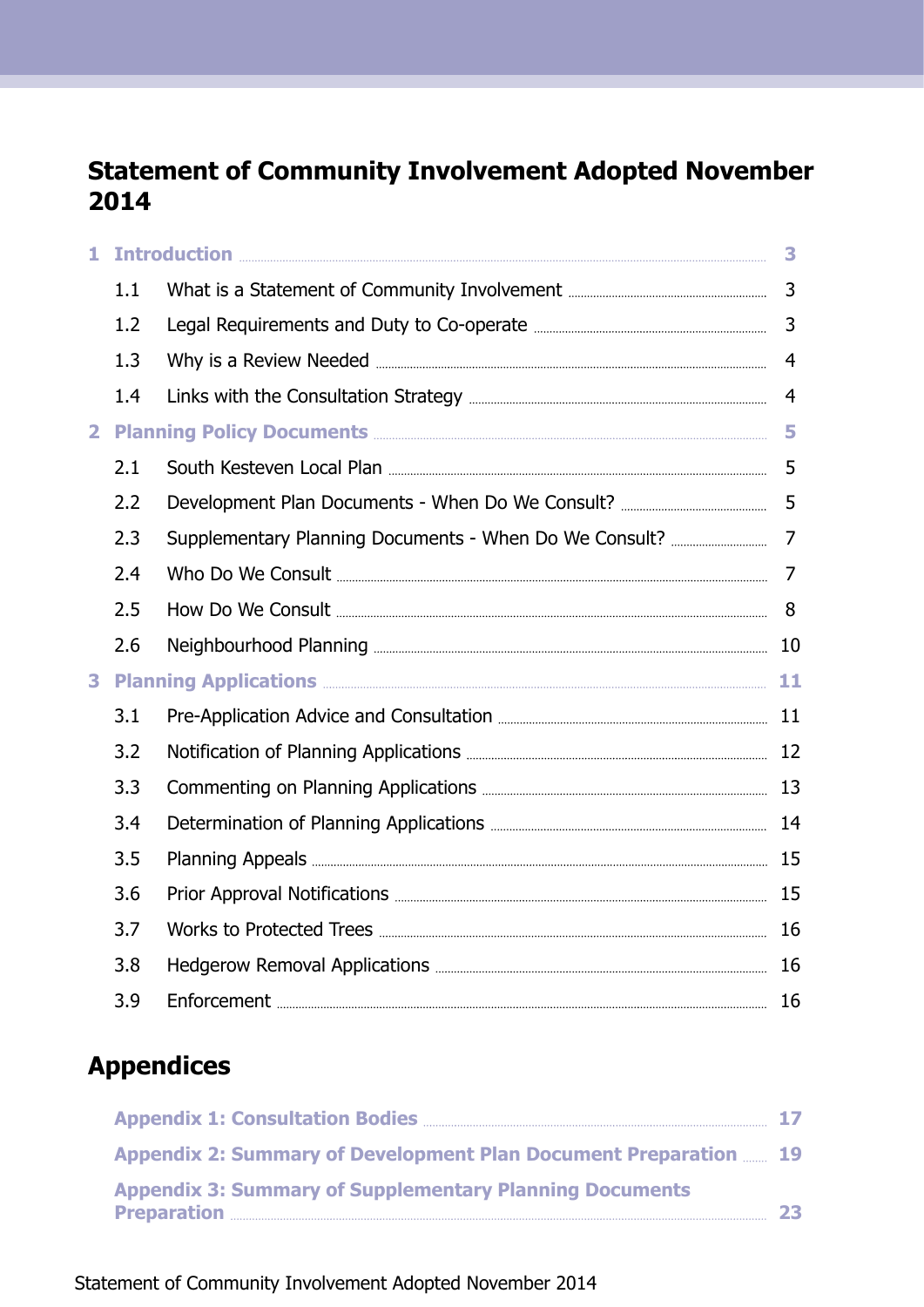# Statement of Community Involvement Adopted November 2014

| | | |
|---|---|---|
| **1** | **Introduction** | **3** |
| 1.1 | What is a Statement of Community Involvement | 3 |
| 1.2 | Legal Requirements and Duty to Co-operate | 3 |
| 1.3 | Why is a Review Needed | 4 |
| 1.4 | Links with the Consultation Strategy | 4 |
| **2** | **Planning Policy Documents** | **5** |
| 2.1 | South Kesteven Local Plan | 5 |
| 2.2 | Development Plan Documents - When Do We Consult? | 5 |
| 2.3 | Supplementary Planning Documents - When Do We Consult? | 7 |
| 2.4 | Who Do We Consult | 7 |
| 2.5 | How Do We Consult | 8 |
| 2.6 | Neighbourhood Planning | 10 |
| **3** | **Planning Applications** | **11** |
| 3.1 | Pre-Application Advice and Consultation | 11 |
| 3.2 | Notification of Planning Applications | 12 |
| 3.3 | Commenting on Planning Applications | 13 |
| 3.4 | Determination of Planning Applications | 14 |
| 3.5 | Planning Appeals | 15 |
| 3.6 | Prior Approval Notifications | 15 |
| 3.7 | Works to Protected Trees | 16 |
| 3.8 | Hedgerow Removal Applications | 16 |
| 3.9 | Enforcement | 16 |

## Appendices

| | |
|---|---|
| **Appendix 1: Consultation Bodies** | **17** |
| **Appendix 2: Summary of Development Plan Document Preparation** | **19** |
| **Appendix 3: Summary of Supplementary Planning Documents Preparation** | **23** |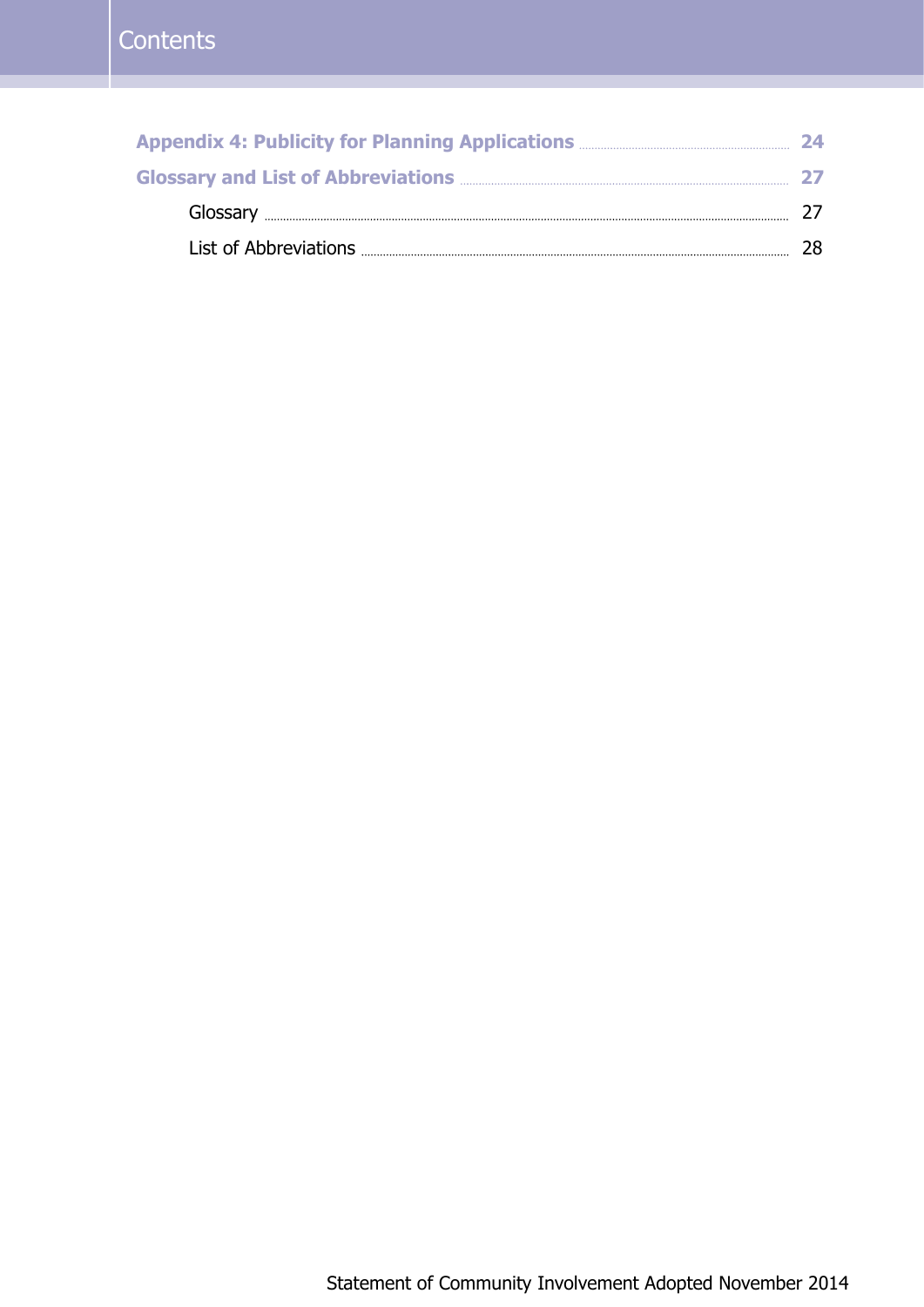# Contents

**Appendix 4: Publicity for Planning Applications** .......... **24**

**Glossary and List of Abbreviations** .......... **27**

- Glossary .......... 27
- List of Abbreviations .......... 28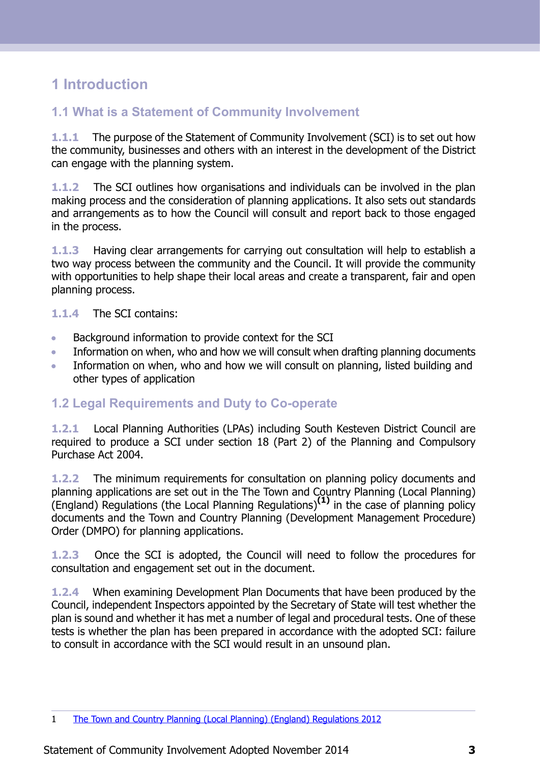# 1 Introduction

## 1.1 What is a Statement of Community Involvement

**1.1.1** The purpose of the Statement of Community Involvement (SCI) is to set out how the community, businesses and others with an interest in the development of the District can engage with the planning system.

**1.1.2** The SCI outlines how organisations and individuals can be involved in the plan making process and the consideration of planning applications. It also sets out standards and arrangements as to how the Council will consult and report back to those engaged in the process.

**1.1.3** Having clear arrangements for carrying out consultation will help to establish a two way process between the community and the Council. It will provide the community with opportunities to help shape their local areas and create a transparent, fair and open planning process.

**1.1.4** The SCI contains:

- Background information to provide context for the SCI
- Information on when, who and how we will consult when drafting planning documents
- Information on when, who and how we will consult on planning, listed building and other types of application

## 1.2 Legal Requirements and Duty to Co-operate

**1.2.1** Local Planning Authorities (LPAs) including South Kesteven District Council are required to produce a SCI under section 18 (Part 2) of the Planning and Compulsory Purchase Act 2004.

**1.2.2** The minimum requirements for consultation on planning policy documents and planning applications are set out in the The Town and Country Planning (Local Planning) (England) Regulations (the Local Planning Regulations)[(1)] in the case of planning policy documents and the Town and Country Planning (Development Management Procedure) Order (DMPO) for planning applications.

**1.2.3** Once the SCI is adopted, the Council will need to follow the procedures for consultation and engagement set out in the document.

**1.2.4** When examining Development Plan Documents that have been produced by the Council, independent Inspectors appointed by the Secretary of State will test whether the plan is sound and whether it has met a number of legal and procedural tests. One of these tests is whether the plan has been prepared in accordance with the adopted SCI: failure to consult in accordance with the SCI would result in an unsound plan.

---

1 The Town and Country Planning (Local Planning) (England) Regulations 2012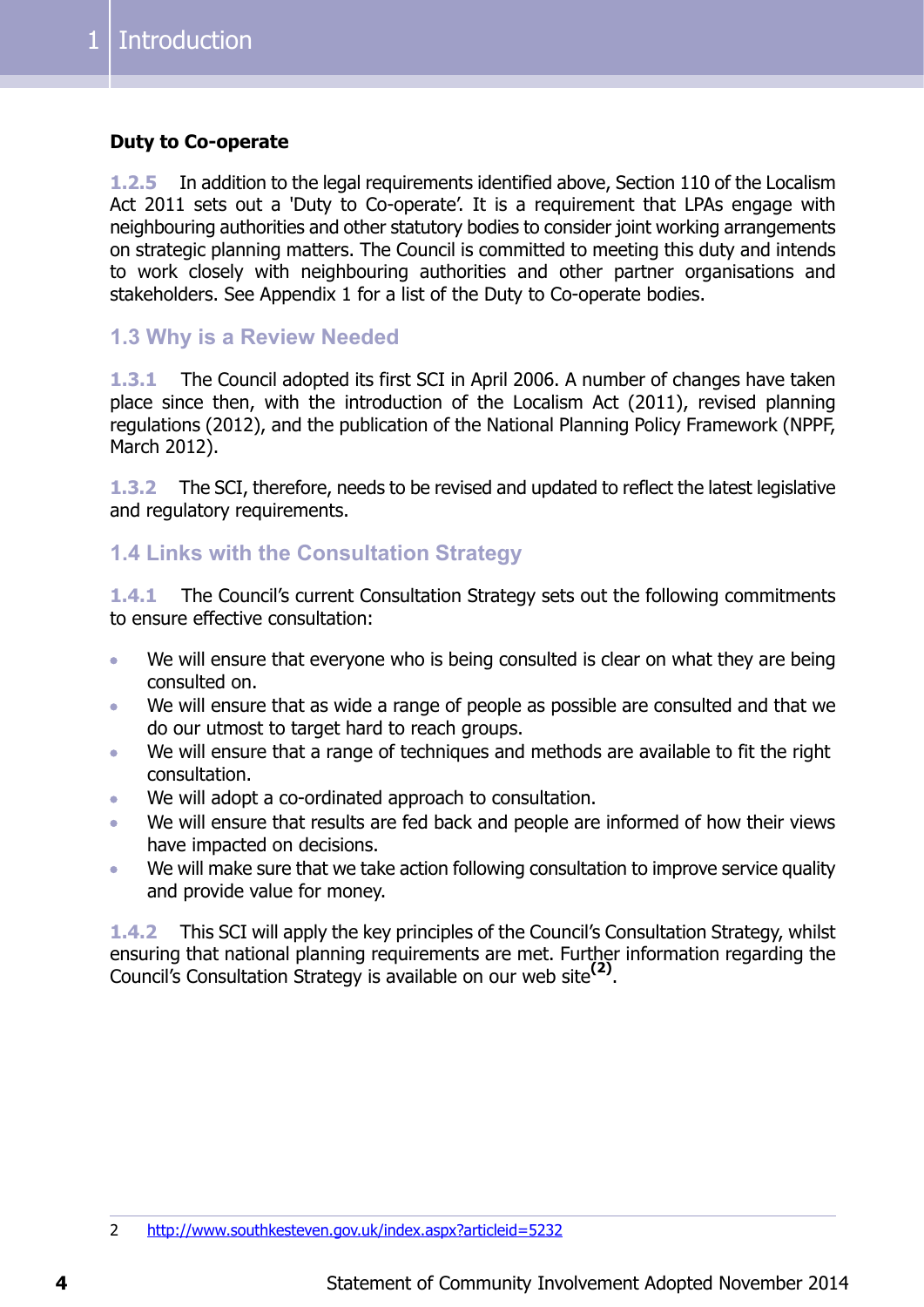**Duty to Co-operate**

1.2.5 In addition to the legal requirements identified above, Section 110 of the Localism Act 2011 sets out a 'Duty to Co-operate'. It is a requirement that LPAs engage with neighbouring authorities and other statutory bodies to consider joint working arrangements on strategic planning matters. The Council is committed to meeting this duty and intends to work closely with neighbouring authorities and other partner organisations and stakeholders. See Appendix 1 for a list of the Duty to Co-operate bodies.

## 1.3 Why is a Review Needed

1.3.1 The Council adopted its first SCI in April 2006. A number of changes have taken place since then, with the introduction of the Localism Act (2011), revised planning regulations (2012), and the publication of the National Planning Policy Framework (NPPF, March 2012).

1.3.2 The SCI, therefore, needs to be revised and updated to reflect the latest legislative and regulatory requirements.

## 1.4 Links with the Consultation Strategy

1.4.1 The Council's current Consultation Strategy sets out the following commitments to ensure effective consultation:

- We will ensure that everyone who is being consulted is clear on what they are being consulted on.
- We will ensure that as wide a range of people as possible are consulted and that we do our utmost to target hard to reach groups.
- We will ensure that a range of techniques and methods are available to fit the right consultation.
- We will adopt a co-ordinated approach to consultation.
- We will ensure that results are fed back and people are informed of how their views have impacted on decisions.
- We will make sure that we take action following consultation to improve service quality and provide value for money.

1.4.2 This SCI will apply the key principles of the Council's Consultation Strategy, whilst ensuring that national planning requirements are met. Further information regarding the Council's Consultation Strategy is available on our web site[2].

2 http://www.southkesteven.gov.uk/index.aspx?articleid=5232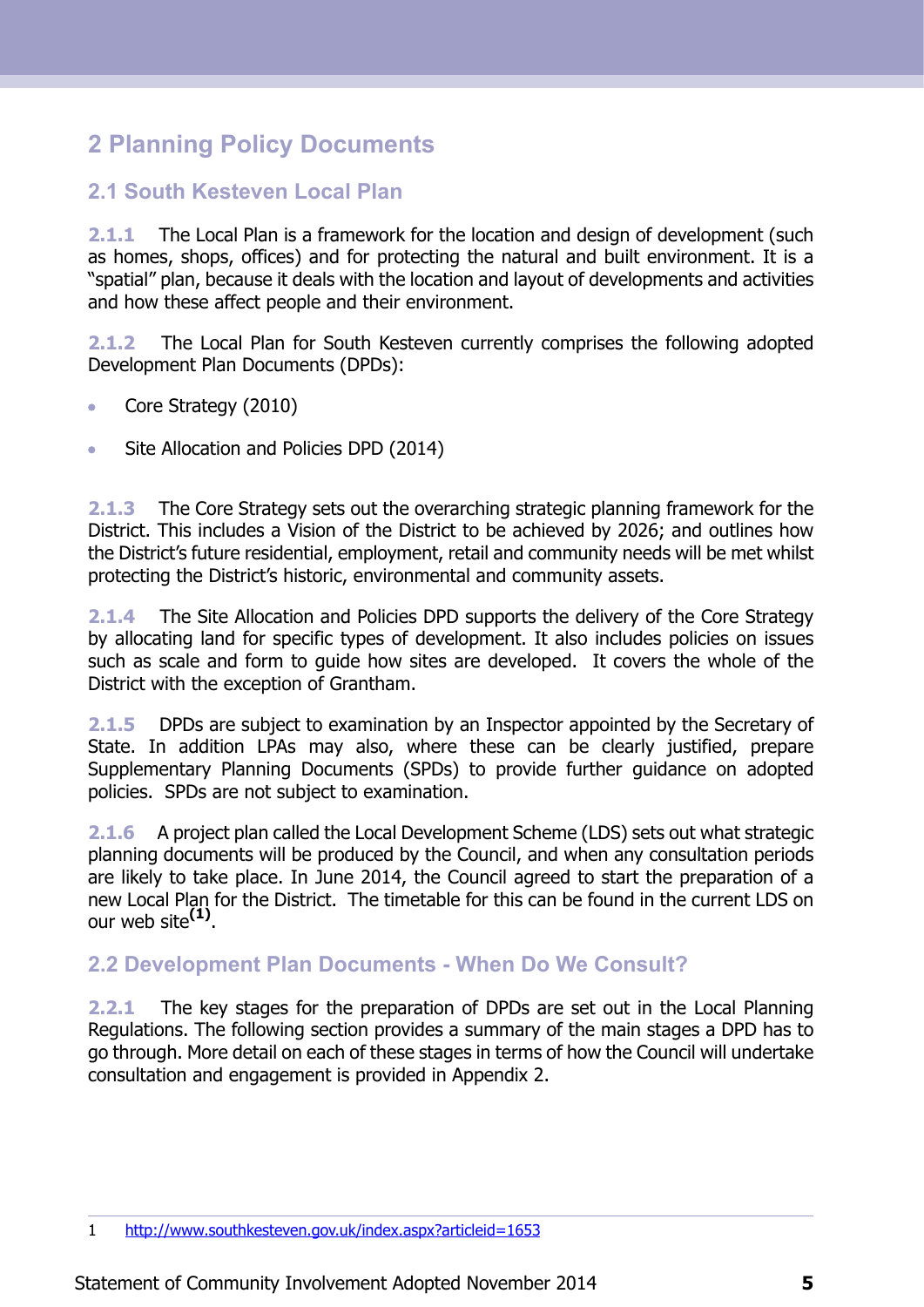# 2 Planning Policy Documents

## 2.1 South Kesteven Local Plan

**2.1.1** The Local Plan is a framework for the location and design of development (such as homes, shops, offices) and for protecting the natural and built environment. It is a "spatial" plan, because it deals with the location and layout of developments and activities and how these affect people and their environment.

**2.1.2** The Local Plan for South Kesteven currently comprises the following adopted Development Plan Documents (DPDs):

- Core Strategy (2010)
- Site Allocation and Policies DPD (2014)

**2.1.3** The Core Strategy sets out the overarching strategic planning framework for the District. This includes a Vision of the District to be achieved by 2026; and outlines how the District's future residential, employment, retail and community needs will be met whilst protecting the District's historic, environmental and community assets.

**2.1.4** The Site Allocation and Policies DPD supports the delivery of the Core Strategy by allocating land for specific types of development. It also includes policies on issues such as scale and form to guide how sites are developed. It covers the whole of the District with the exception of Grantham.

**2.1.5** DPDs are subject to examination by an Inspector appointed by the Secretary of State. In addition LPAs may also, where these can be clearly justified, prepare Supplementary Planning Documents (SPDs) to provide further guidance on adopted policies. SPDs are not subject to examination.

**2.1.6** A project plan called the Local Development Scheme (LDS) sets out what strategic planning documents will be produced by the Council, and when any consultation periods are likely to take place. In June 2014, the Council agreed to start the preparation of a new Local Plan for the District. The timetable for this can be found in the current LDS on our web site[(1)].

## 2.2 Development Plan Documents - When Do We Consult?

**2.2.1** The key stages for the preparation of DPDs are set out in the Local Planning Regulations. The following section provides a summary of the main stages a DPD has to go through. More detail on each of these stages in terms of how the Council will undertake consultation and engagement is provided in Appendix 2.

---

1 http://www.southkesteven.gov.uk/index.aspx?articleid=1653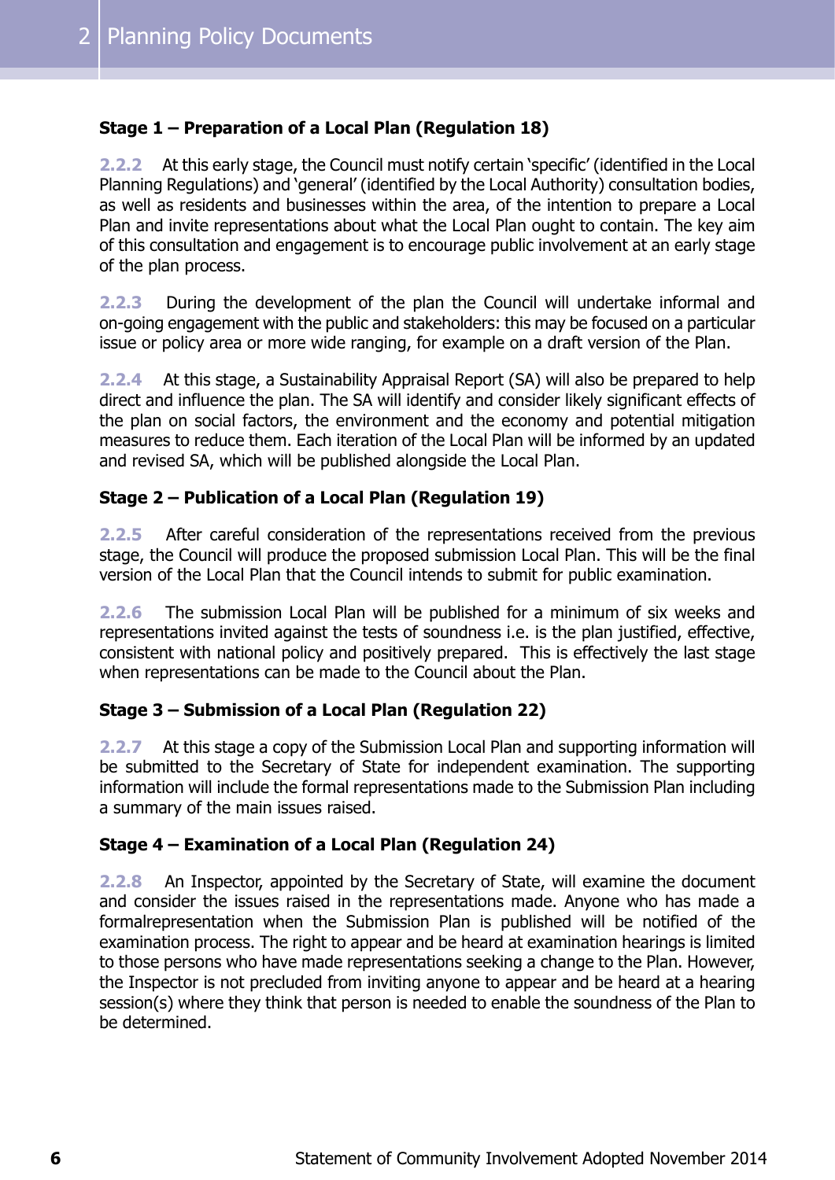**Stage 1 – Preparation of a Local Plan (Regulation 18)**

**2.2.2** At this early stage, the Council must notify certain 'specific' (identified in the Local Planning Regulations) and 'general' (identified by the Local Authority) consultation bodies, as well as residents and businesses within the area, of the intention to prepare a Local Plan and invite representations about what the Local Plan ought to contain. The key aim of this consultation and engagement is to encourage public involvement at an early stage of the plan process.

**2.2.3** During the development of the plan the Council will undertake informal and on-going engagement with the public and stakeholders: this may be focused on a particular issue or policy area or more wide ranging, for example on a draft version of the Plan.

**2.2.4** At this stage, a Sustainability Appraisal Report (SA) will also be prepared to help direct and influence the plan. The SA will identify and consider likely significant effects of the plan on social factors, the environment and the economy and potential mitigation measures to reduce them. Each iteration of the Local Plan will be informed by an updated and revised SA, which will be published alongside the Local Plan.

**Stage 2 – Publication of a Local Plan (Regulation 19)**

**2.2.5** After careful consideration of the representations received from the previous stage, the Council will produce the proposed submission Local Plan. This will be the final version of the Local Plan that the Council intends to submit for public examination.

**2.2.6** The submission Local Plan will be published for a minimum of six weeks and representations invited against the tests of soundness i.e. is the plan justified, effective, consistent with national policy and positively prepared. This is effectively the last stage when representations can be made to the Council about the Plan.

**Stage 3 – Submission of a Local Plan (Regulation 22)**

**2.2.7** At this stage a copy of the Submission Local Plan and supporting information will be submitted to the Secretary of State for independent examination. The supporting information will include the formal representations made to the Submission Plan including a summary of the main issues raised.

**Stage 4 – Examination of a Local Plan (Regulation 24)**

**2.2.8** An Inspector, appointed by the Secretary of State, will examine the document and consider the issues raised in the representations made. Anyone who has made a formalrepresentation when the Submission Plan is published will be notified of the examination process. The right to appear and be heard at examination hearings is limited to those persons who have made representations seeking a change to the Plan. However, the Inspector is not precluded from inviting anyone to appear and be heard at a hearing session(s) where they think that person is needed to enable the soundness of the Plan to be determined.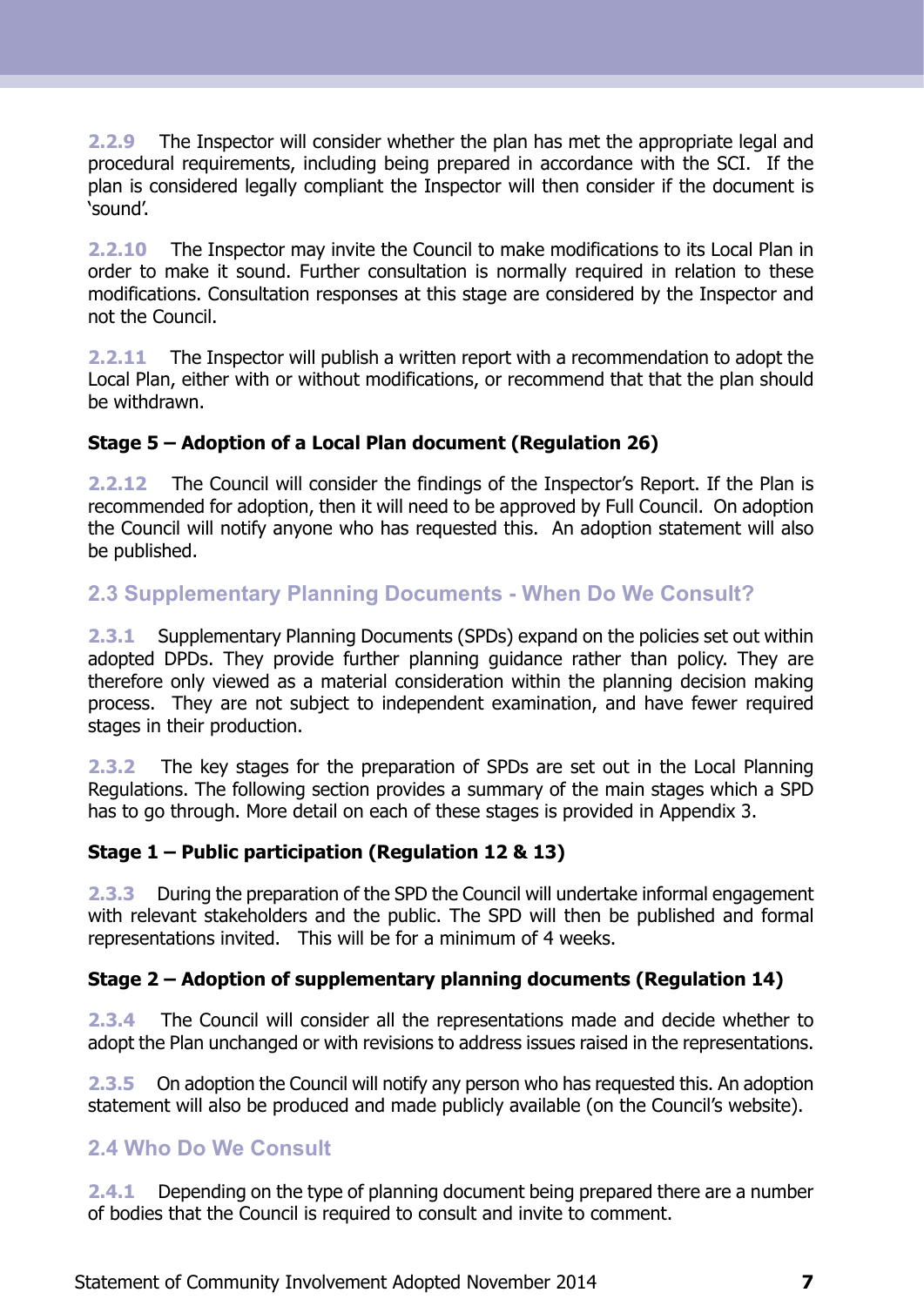**2.2.9** The Inspector will consider whether the plan has met the appropriate legal and procedural requirements, including being prepared in accordance with the SCI. If the plan is considered legally compliant the Inspector will then consider if the document is 'sound'.

**2.2.10** The Inspector may invite the Council to make modifications to its Local Plan in order to make it sound. Further consultation is normally required in relation to these modifications. Consultation responses at this stage are considered by the Inspector and not the Council.

**2.2.11** The Inspector will publish a written report with a recommendation to adopt the Local Plan, either with or without modifications, or recommend that that the plan should be withdrawn.

**Stage 5 – Adoption of a Local Plan document (Regulation 26)**

**2.2.12** The Council will consider the findings of the Inspector's Report. If the Plan is recommended for adoption, then it will need to be approved by Full Council. On adoption the Council will notify anyone who has requested this. An adoption statement will also be published.

## 2.3 Supplementary Planning Documents - When Do We Consult?

**2.3.1** Supplementary Planning Documents (SPDs) expand on the policies set out within adopted DPDs. They provide further planning guidance rather than policy. They are therefore only viewed as a material consideration within the planning decision making process. They are not subject to independent examination, and have fewer required stages in their production.

**2.3.2** The key stages for the preparation of SPDs are set out in the Local Planning Regulations. The following section provides a summary of the main stages which a SPD has to go through. More detail on each of these stages is provided in Appendix 3.

**Stage 1 – Public participation (Regulation 12 & 13)**

**2.3.3** During the preparation of the SPD the Council will undertake informal engagement with relevant stakeholders and the public. The SPD will then be published and formal representations invited. This will be for a minimum of 4 weeks.

**Stage 2 – Adoption of supplementary planning documents (Regulation 14)**

**2.3.4** The Council will consider all the representations made and decide whether to adopt the Plan unchanged or with revisions to address issues raised in the representations.

**2.3.5** On adoption the Council will notify any person who has requested this. An adoption statement will also be produced and made publicly available (on the Council's website).

## 2.4 Who Do We Consult

**2.4.1** Depending on the type of planning document being prepared there are a number of bodies that the Council is required to consult and invite to comment.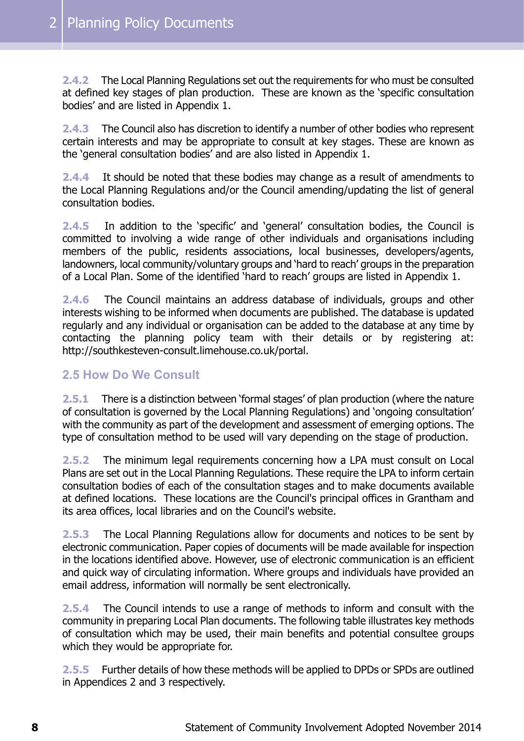**2.4.2** The Local Planning Regulations set out the requirements for who must be consulted at defined key stages of plan production. These are known as the 'specific consultation bodies' and are listed in Appendix 1.

**2.4.3** The Council also has discretion to identify a number of other bodies who represent certain interests and may be appropriate to consult at key stages. These are known as the 'general consultation bodies' and are also listed in Appendix 1.

**2.4.4** It should be noted that these bodies may change as a result of amendments to the Local Planning Regulations and/or the Council amending/updating the list of general consultation bodies.

**2.4.5** In addition to the 'specific' and 'general' consultation bodies, the Council is committed to involving a wide range of other individuals and organisations including members of the public, residents associations, local businesses, developers/agents, landowners, local community/voluntary groups and 'hard to reach' groups in the preparation of a Local Plan. Some of the identified 'hard to reach' groups are listed in Appendix 1.

**2.4.6** The Council maintains an address database of individuals, groups and other interests wishing to be informed when documents are published. The database is updated regularly and any individual or organisation can be added to the database at any time by contacting the planning policy team with their details or by registering at: http://southkesteven-consult.limehouse.co.uk/portal.

## 2.5 How Do We Consult

**2.5.1** There is a distinction between 'formal stages' of plan production (where the nature of consultation is governed by the Local Planning Regulations) and 'ongoing consultation' with the community as part of the development and assessment of emerging options. The type of consultation method to be used will vary depending on the stage of production.

**2.5.2** The minimum legal requirements concerning how a LPA must consult on Local Plans are set out in the Local Planning Regulations. These require the LPA to inform certain consultation bodies of each of the consultation stages and to make documents available at defined locations. These locations are the Council's principal offices in Grantham and its area offices, local libraries and on the Council's website.

**2.5.3** The Local Planning Regulations allow for documents and notices to be sent by electronic communication. Paper copies of documents will be made available for inspection in the locations identified above. However, use of electronic communication is an efficient and quick way of circulating information. Where groups and individuals have provided an email address, information will normally be sent electronically.

**2.5.4** The Council intends to use a range of methods to inform and consult with the community in preparing Local Plan documents. The following table illustrates key methods of consultation which may be used, their main benefits and potential consultee groups which they would be appropriate for.

**2.5.5** Further details of how these methods will be applied to DPDs or SPDs are outlined in Appendices 2 and 3 respectively.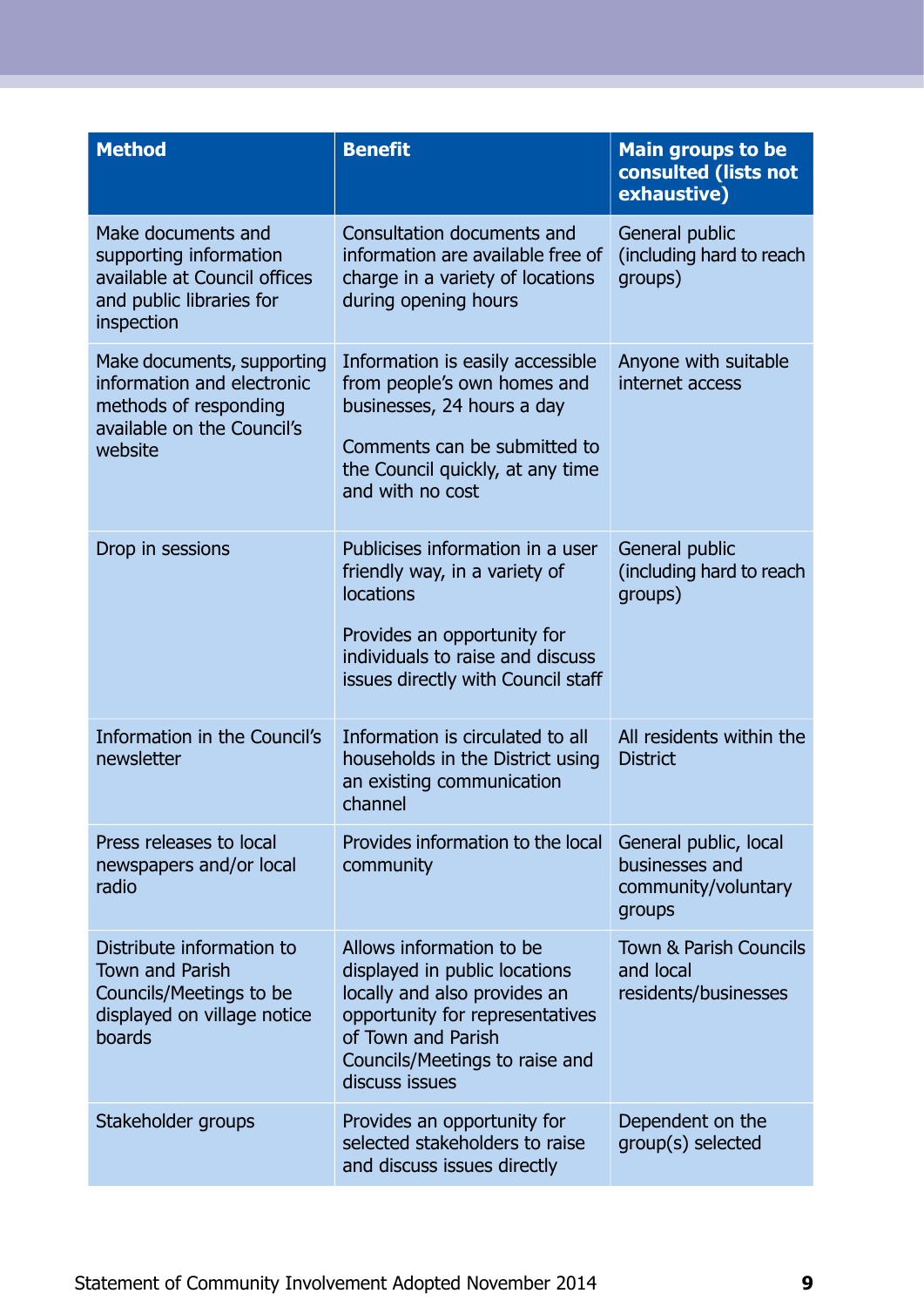| Method | Benefit | Main groups to be consulted (lists not exhaustive) |
|---|---|---|
| Make documents and supporting information available at Council offices and public libraries for inspection | Consultation documents and information are available free of charge in a variety of locations during opening hours | General public (including hard to reach groups) |
| Make documents, supporting information and electronic methods of responding available on the Council's website | Information is easily accessible from people's own homes and businesses, 24 hours a day<br><br>Comments can be submitted to the Council quickly, at any time and with no cost | Anyone with suitable internet access |
| Drop in sessions | Publicises information in a user friendly way, in a variety of locations<br><br>Provides an opportunity for individuals to raise and discuss issues directly with Council staff | General public (including hard to reach groups) |
| Information in the Council's newsletter | Information is circulated to all households in the District using an existing communication channel | All residents within the District |
| Press releases to local newspapers and/or local radio | Provides information to the local community | General public, local businesses and community/voluntary groups |
| Distribute information to Town and Parish Councils/Meetings to be displayed on village notice boards | Allows information to be displayed in public locations locally and also provides an opportunity for representatives of Town and Parish Councils/Meetings to raise and discuss issues | Town & Parish Councils and local residents/businesses |
| Stakeholder groups | Provides an opportunity for selected stakeholders to raise and discuss issues directly | Dependent on the group(s) selected |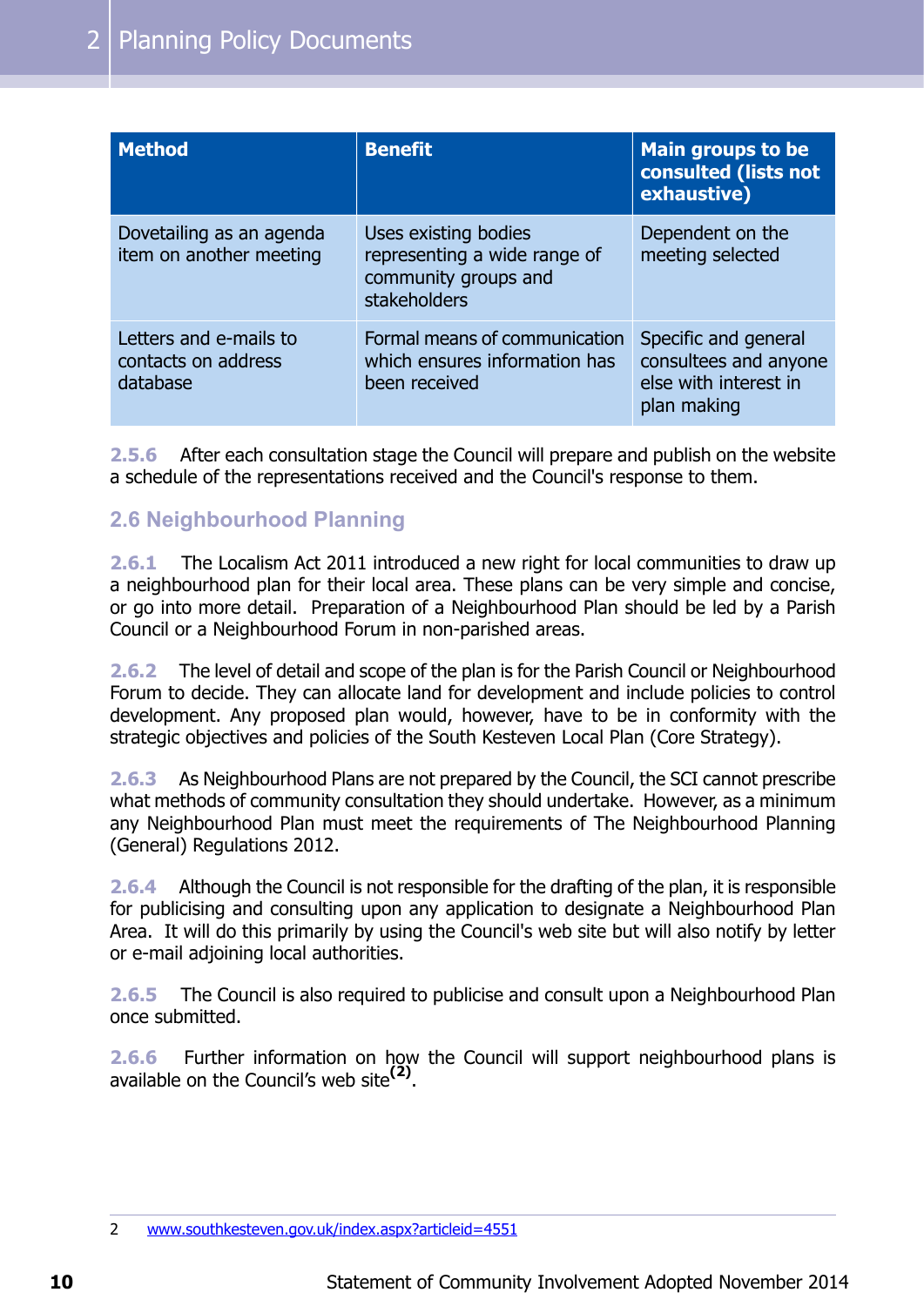| Method | Benefit | Main groups to be consulted (lists not exhaustive) |
|---|---|---|
| Dovetailing as an agenda item on another meeting | Uses existing bodies representing a wide range of community groups and stakeholders | Dependent on the meeting selected |
| Letters and e-mails to contacts on address database | Formal means of communication which ensures information has been received | Specific and general consultees and anyone else with interest in plan making |

**2.5.6** After each consultation stage the Council will prepare and publish on the website a schedule of the representations received and the Council's response to them.

## 2.6 Neighbourhood Planning

**2.6.1** The Localism Act 2011 introduced a new right for local communities to draw up a neighbourhood plan for their local area. These plans can be very simple and concise, or go into more detail. Preparation of a Neighbourhood Plan should be led by a Parish Council or a Neighbourhood Forum in non-parished areas.

**2.6.2** The level of detail and scope of the plan is for the Parish Council or Neighbourhood Forum to decide. They can allocate land for development and include policies to control development. Any proposed plan would, however, have to be in conformity with the strategic objectives and policies of the South Kesteven Local Plan (Core Strategy).

**2.6.3** As Neighbourhood Plans are not prepared by the Council, the SCI cannot prescribe what methods of community consultation they should undertake. However, as a minimum any Neighbourhood Plan must meet the requirements of The Neighbourhood Planning (General) Regulations 2012.

**2.6.4** Although the Council is not responsible for the drafting of the plan, it is responsible for publicising and consulting upon any application to designate a Neighbourhood Plan Area. It will do this primarily by using the Council's web site but will also notify by letter or e-mail adjoining local authorities.

**2.6.5** The Council is also required to publicise and consult upon a Neighbourhood Plan once submitted.

**2.6.6** Further information on how the Council will support neighbourhood plans is available on the Council's web site[2].

2 www.southkesteven.gov.uk/index.aspx?articleid=4551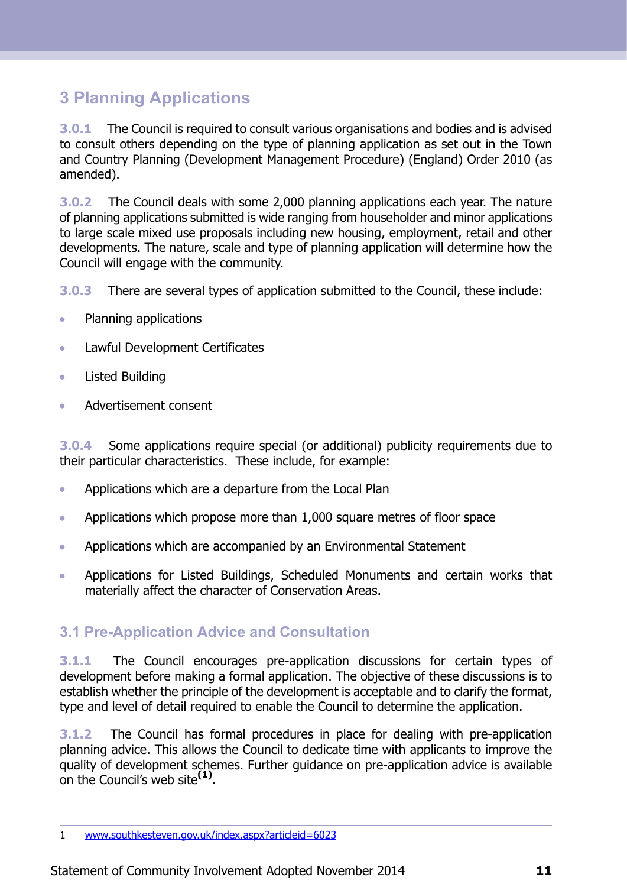# 3 Planning Applications

**3.0.1** The Council is required to consult various organisations and bodies and is advised to consult others depending on the type of planning application as set out in the Town and Country Planning (Development Management Procedure) (England) Order 2010 (as amended).

**3.0.2** The Council deals with some 2,000 planning applications each year. The nature of planning applications submitted is wide ranging from householder and minor applications to large scale mixed use proposals including new housing, employment, retail and other developments. The nature, scale and type of planning application will determine how the Council will engage with the community.

**3.0.3** There are several types of application submitted to the Council, these include:

- Planning applications
- Lawful Development Certificates
- Listed Building
- Advertisement consent

**3.0.4** Some applications require special (or additional) publicity requirements due to their particular characteristics. These include, for example:

- Applications which are a departure from the Local Plan
- Applications which propose more than 1,000 square metres of floor space
- Applications which are accompanied by an Environmental Statement
- Applications for Listed Buildings, Scheduled Monuments and certain works that materially affect the character of Conservation Areas.

## 3.1 Pre-Application Advice and Consultation

**3.1.1** The Council encourages pre-application discussions for certain types of development before making a formal application. The objective of these discussions is to establish whether the principle of the development is acceptable and to clarify the format, type and level of detail required to enable the Council to determine the application.

**3.1.2** The Council has formal procedures in place for dealing with pre-application planning advice. This allows the Council to dedicate time with applicants to improve the quality of development schemes. Further guidance on pre-application advice is available on the Council's web site[1].

1 www.southkesteven.gov.uk/index.aspx?articleid=6023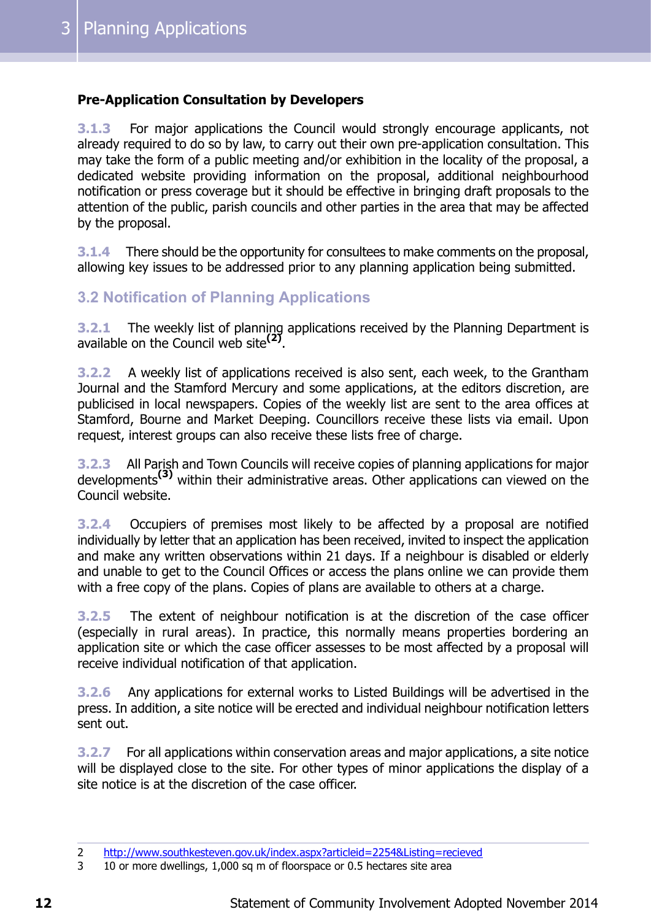**Pre-Application Consultation by Developers**

3.1.3 For major applications the Council would strongly encourage applicants, not already required to do so by law, to carry out their own pre-application consultation. This may take the form of a public meeting and/or exhibition in the locality of the proposal, a dedicated website providing information on the proposal, additional neighbourhood notification or press coverage but it should be effective in bringing draft proposals to the attention of the public, parish councils and other parties in the area that may be affected by the proposal.

3.1.4 There should be the opportunity for consultees to make comments on the proposal, allowing key issues to be addressed prior to any planning application being submitted.

## 3.2 Notification of Planning Applications

3.2.1 The weekly list of planning applications received by the Planning Department is available on the Council web site[2].

3.2.2 A weekly list of applications received is also sent, each week, to the Grantham Journal and the Stamford Mercury and some applications, at the editors discretion, are publicised in local newspapers. Copies of the weekly list are sent to the area offices at Stamford, Bourne and Market Deeping. Councillors receive these lists via email. Upon request, interest groups can also receive these lists free of charge.

3.2.3 All Parish and Town Councils will receive copies of planning applications for major developments[3] within their administrative areas. Other applications can viewed on the Council website.

3.2.4 Occupiers of premises most likely to be affected by a proposal are notified individually by letter that an application has been received, invited to inspect the application and make any written observations within 21 days. If a neighbour is disabled or elderly and unable to get to the Council Offices or access the plans online we can provide them with a free copy of the plans. Copies of plans are available to others at a charge.

3.2.5 The extent of neighbour notification is at the discretion of the case officer (especially in rural areas). In practice, this normally means properties bordering an application site or which the case officer assesses to be most affected by a proposal will receive individual notification of that application.

3.2.6 Any applications for external works to Listed Buildings will be advertised in the press. In addition, a site notice will be erected and individual neighbour notification letters sent out.

3.2.7 For all applications within conservation areas and major applications, a site notice will be displayed close to the site. For other types of minor applications the display of a site notice is at the discretion of the case officer.

---

2 http://www.southkesteven.gov.uk/index.aspx?articleid=2254&Listing=recieved

3 10 or more dwellings, 1,000 sq m of floorspace or 0.5 hectares site area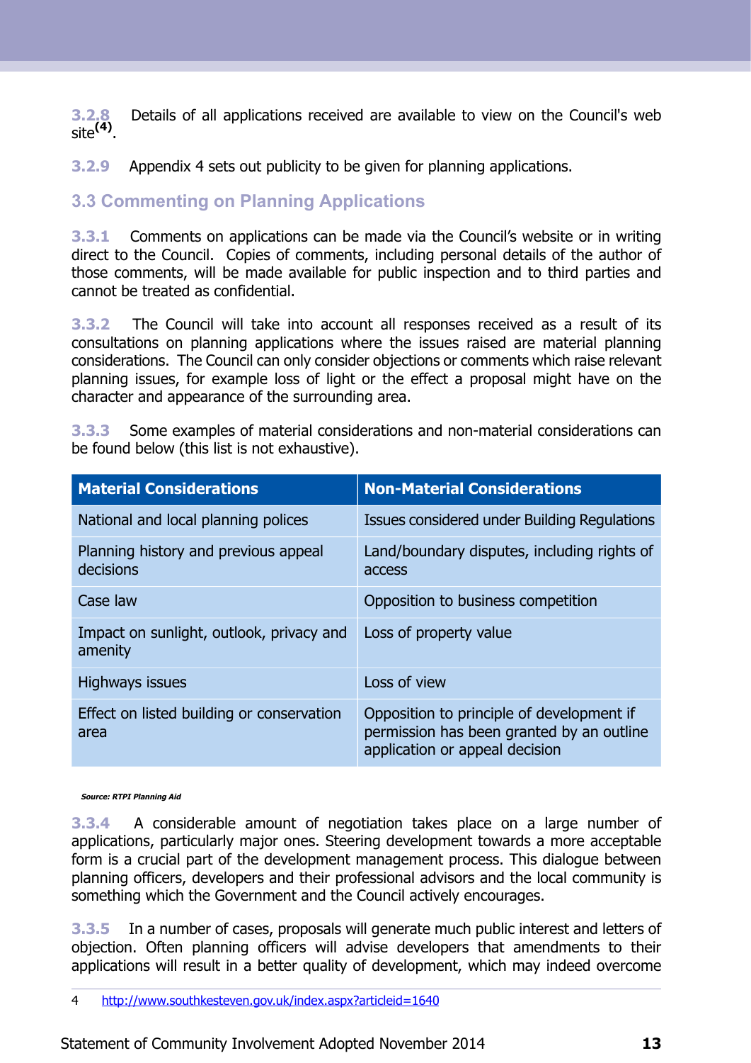**3.2.8** Details of all applications received are available to view on the Council's web site[4].

**3.2.9** Appendix 4 sets out publicity to be given for planning applications.

## 3.3 Commenting on Planning Applications

**3.3.1** Comments on applications can be made via the Council's website or in writing direct to the Council. Copies of comments, including personal details of the author of those comments, will be made available for public inspection and to third parties and cannot be treated as confidential.

**3.3.2** The Council will take into account all responses received as a result of its consultations on planning applications where the issues raised are material planning considerations. The Council can only consider objections or comments which raise relevant planning issues, for example loss of light or the effect a proposal might have on the character and appearance of the surrounding area.

**3.3.3** Some examples of material considerations and non-material considerations can be found below (this list is not exhaustive).

| Material Considerations | Non-Material Considerations |
|---|---|
| National and local planning polices | Issues considered under Building Regulations |
| Planning history and previous appeal decisions | Land/boundary disputes, including rights of access |
| Case law | Opposition to business competition |
| Impact on sunlight, outlook, privacy and amenity | Loss of property value |
| Highways issues | Loss of view |
| Effect on listed building or conservation area | Opposition to principle of development if permission has been granted by an outline application or appeal decision |

***Source: RTPI Planning Aid***

**3.3.4** A considerable amount of negotiation takes place on a large number of applications, particularly major ones. Steering development towards a more acceptable form is a crucial part of the development management process. This dialogue between planning officers, developers and their professional advisors and the local community is something which the Government and the Council actively encourages.

**3.3.5** In a number of cases, proposals will generate much public interest and letters of objection. Often planning officers will advise developers that amendments to their applications will result in a better quality of development, which may indeed overcome

4 http://www.southkesteven.gov.uk/index.aspx?articleid=1640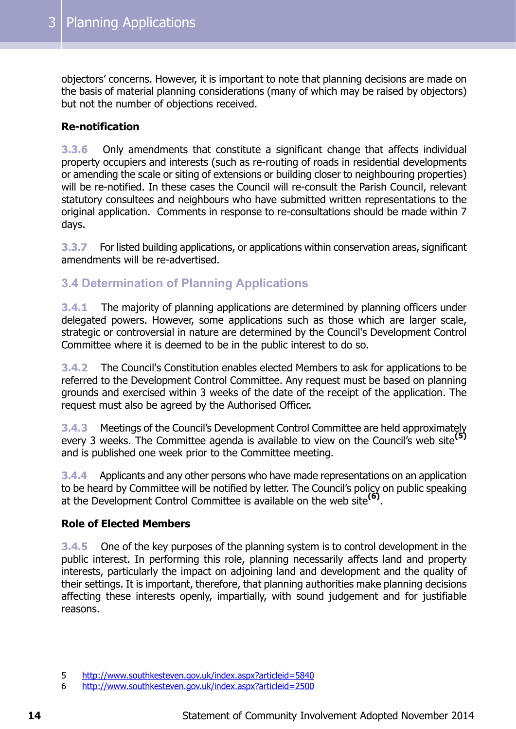objectors' concerns. However, it is important to note that planning decisions are made on the basis of material planning considerations (many of which may be raised by objectors) but not the number of objections received.

**Re-notification**

**3.3.6** Only amendments that constitute a significant change that affects individual property occupiers and interests (such as re-routing of roads in residential developments or amending the scale or siting of extensions or building closer to neighbouring properties) will be re-notified. In these cases the Council will re-consult the Parish Council, relevant statutory consultees and neighbours who have submitted written representations to the original application. Comments in response to re-consultations should be made within 7 days.

**3.3.7** For listed building applications, or applications within conservation areas, significant amendments will be re-advertised.

## 3.4 Determination of Planning Applications

**3.4.1** The majority of planning applications are determined by planning officers under delegated powers. However, some applications such as those which are larger scale, strategic or controversial in nature are determined by the Council's Development Control Committee where it is deemed to be in the public interest to do so.

**3.4.2** The Council's Constitution enables elected Members to ask for applications to be referred to the Development Control Committee. Any request must be based on planning grounds and exercised within 3 weeks of the date of the receipt of the application. The request must also be agreed by the Authorised Officer.

**3.4.3** Meetings of the Council's Development Control Committee are held approximately every 3 weeks. The Committee agenda is available to view on the Council's web site[5] and is published one week prior to the Committee meeting.

**3.4.4** Applicants and any other persons who have made representations on an application to be heard by Committee will be notified by letter. The Council's policy on public speaking at the Development Control Committee is available on the web site[6].

**Role of Elected Members**

**3.4.5** One of the key purposes of the planning system is to control development in the public interest. In performing this role, planning necessarily affects land and property interests, particularly the impact on adjoining land and development and the quality of their settings. It is important, therefore, that planning authorities make planning decisions affecting these interests openly, impartially, with sound judgement and for justifiable reasons.

---

5 http://www.southkesteven.gov.uk/index.aspx?articleid=5840
6 http://www.southkesteven.gov.uk/index.aspx?articleid=2500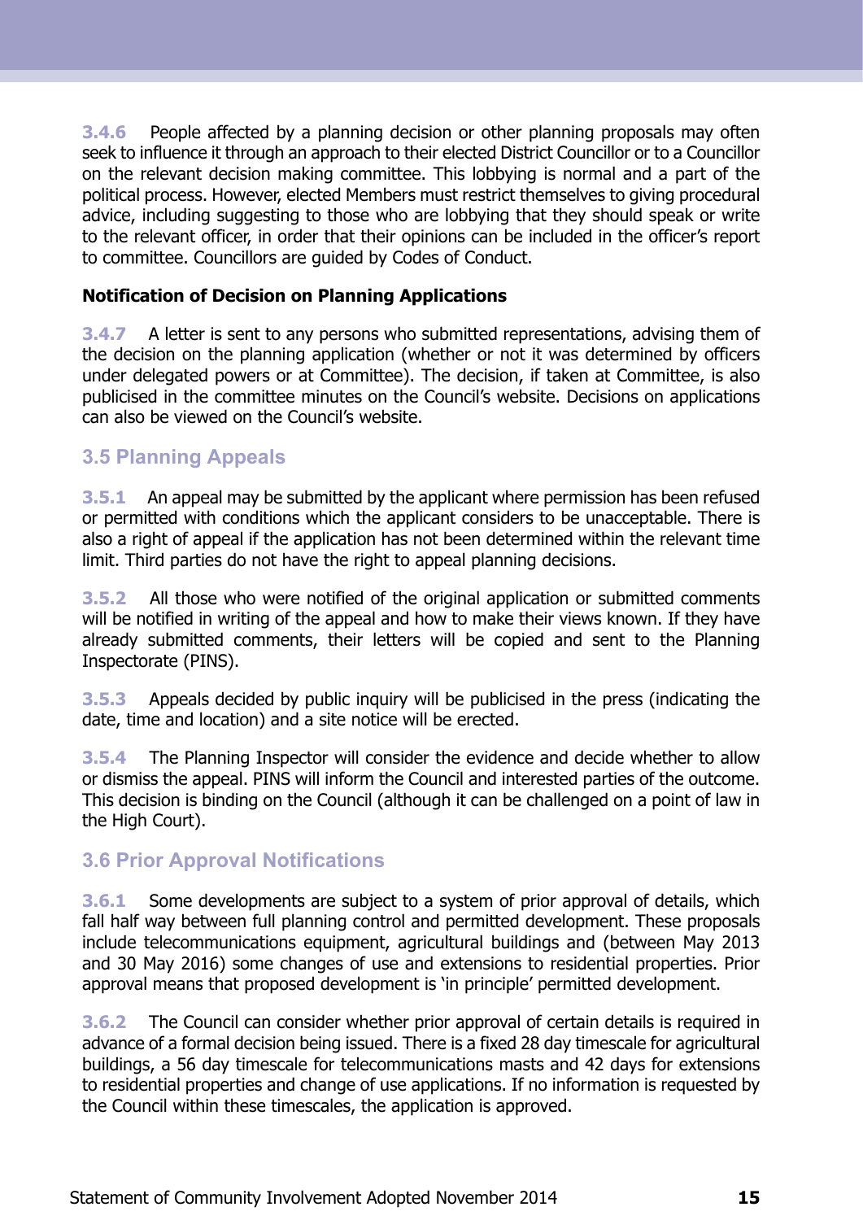**3.4.6** People affected by a planning decision or other planning proposals may often seek to influence it through an approach to their elected District Councillor or to a Councillor on the relevant decision making committee. This lobbying is normal and a part of the political process. However, elected Members must restrict themselves to giving procedural advice, including suggesting to those who are lobbying that they should speak or write to the relevant officer, in order that their opinions can be included in the officer's report to committee. Councillors are guided by Codes of Conduct.

**Notification of Decision on Planning Applications**

**3.4.7** A letter is sent to any persons who submitted representations, advising them of the decision on the planning application (whether or not it was determined by officers under delegated powers or at Committee). The decision, if taken at Committee, is also publicised in the committee minutes on the Council's website. Decisions on applications can also be viewed on the Council's website.

## 3.5 Planning Appeals

**3.5.1** An appeal may be submitted by the applicant where permission has been refused or permitted with conditions which the applicant considers to be unacceptable. There is also a right of appeal if the application has not been determined within the relevant time limit. Third parties do not have the right to appeal planning decisions.

**3.5.2** All those who were notified of the original application or submitted comments will be notified in writing of the appeal and how to make their views known. If they have already submitted comments, their letters will be copied and sent to the Planning Inspectorate (PINS).

**3.5.3** Appeals decided by public inquiry will be publicised in the press (indicating the date, time and location) and a site notice will be erected.

**3.5.4** The Planning Inspector will consider the evidence and decide whether to allow or dismiss the appeal. PINS will inform the Council and interested parties of the outcome. This decision is binding on the Council (although it can be challenged on a point of law in the High Court).

## 3.6 Prior Approval Notifications

**3.6.1** Some developments are subject to a system of prior approval of details, which fall half way between full planning control and permitted development. These proposals include telecommunications equipment, agricultural buildings and (between May 2013 and 30 May 2016) some changes of use and extensions to residential properties. Prior approval means that proposed development is 'in principle' permitted development.

**3.6.2** The Council can consider whether prior approval of certain details is required in advance of a formal decision being issued. There is a fixed 28 day timescale for agricultural buildings, a 56 day timescale for telecommunications masts and 42 days for extensions to residential properties and change of use applications. If no information is requested by the Council within these timescales, the application is approved.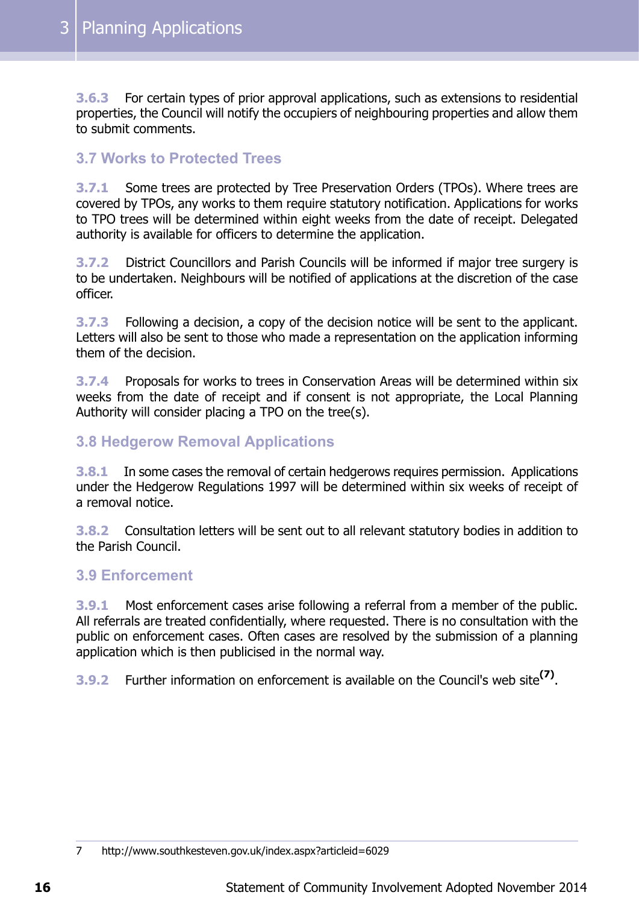**3.6.3** For certain types of prior approval applications, such as extensions to residential properties, the Council will notify the occupiers of neighbouring properties and allow them to submit comments.

## 3.7 Works to Protected Trees

**3.7.1** Some trees are protected by Tree Preservation Orders (TPOs). Where trees are covered by TPOs, any works to them require statutory notification. Applications for works to TPO trees will be determined within eight weeks from the date of receipt. Delegated authority is available for officers to determine the application.

**3.7.2** District Councillors and Parish Councils will be informed if major tree surgery is to be undertaken. Neighbours will be notified of applications at the discretion of the case officer.

**3.7.3** Following a decision, a copy of the decision notice will be sent to the applicant. Letters will also be sent to those who made a representation on the application informing them of the decision.

**3.7.4** Proposals for works to trees in Conservation Areas will be determined within six weeks from the date of receipt and if consent is not appropriate, the Local Planning Authority will consider placing a TPO on the tree(s).

## 3.8 Hedgerow Removal Applications

**3.8.1** In some cases the removal of certain hedgerows requires permission. Applications under the Hedgerow Regulations 1997 will be determined within six weeks of receipt of a removal notice.

**3.8.2** Consultation letters will be sent out to all relevant statutory bodies in addition to the Parish Council.

## 3.9 Enforcement

**3.9.1** Most enforcement cases arise following a referral from a member of the public. All referrals are treated confidentially, where requested. There is no consultation with the public on enforcement cases. Often cases are resolved by the submission of a planning application which is then publicised in the normal way.

**3.9.2** Further information on enforcement is available on the Council's web site[7].

---

7 http://www.southkesteven.gov.uk/index.aspx?articleid=6029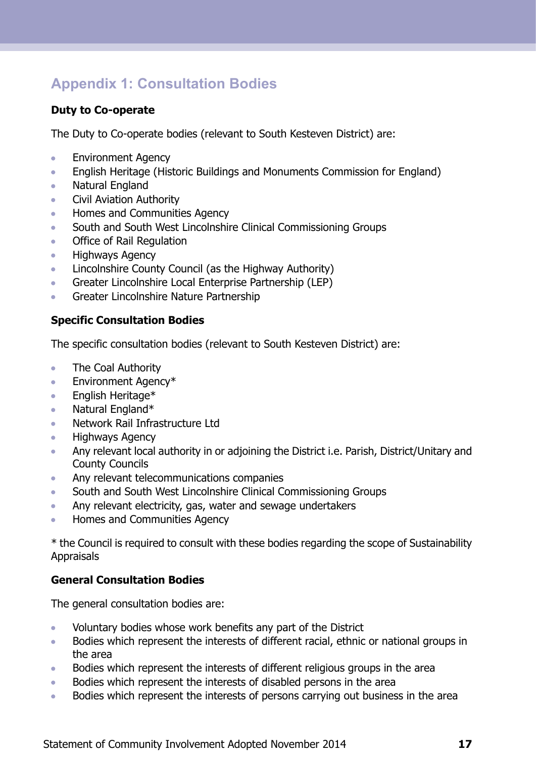# Appendix 1: Consultation Bodies

### Duty to Co-operate

The Duty to Co-operate bodies (relevant to South Kesteven District) are:

- Environment Agency
- English Heritage (Historic Buildings and Monuments Commission for England)
- Natural England
- Civil Aviation Authority
- Homes and Communities Agency
- South and South West Lincolnshire Clinical Commissioning Groups
- Office of Rail Regulation
- Highways Agency
- Lincolnshire County Council (as the Highway Authority)
- Greater Lincolnshire Local Enterprise Partnership (LEP)
- Greater Lincolnshire Nature Partnership

### Specific Consultation Bodies

The specific consultation bodies (relevant to South Kesteven District) are:

- The Coal Authority
- Environment Agency*
- English Heritage*
- Natural England*
- Network Rail Infrastructure Ltd
- Highways Agency
- Any relevant local authority in or adjoining the District i.e. Parish, District/Unitary and County Councils
- Any relevant telecommunications companies
- South and South West Lincolnshire Clinical Commissioning Groups
- Any relevant electricity, gas, water and sewage undertakers
- Homes and Communities Agency

* the Council is required to consult with these bodies regarding the scope of Sustainability Appraisals

### General Consultation Bodies

The general consultation bodies are:

- Voluntary bodies whose work benefits any part of the District
- Bodies which represent the interests of different racial, ethnic or national groups in the area
- Bodies which represent the interests of different religious groups in the area
- Bodies which represent the interests of disabled persons in the area
- Bodies which represent the interests of persons carrying out business in the area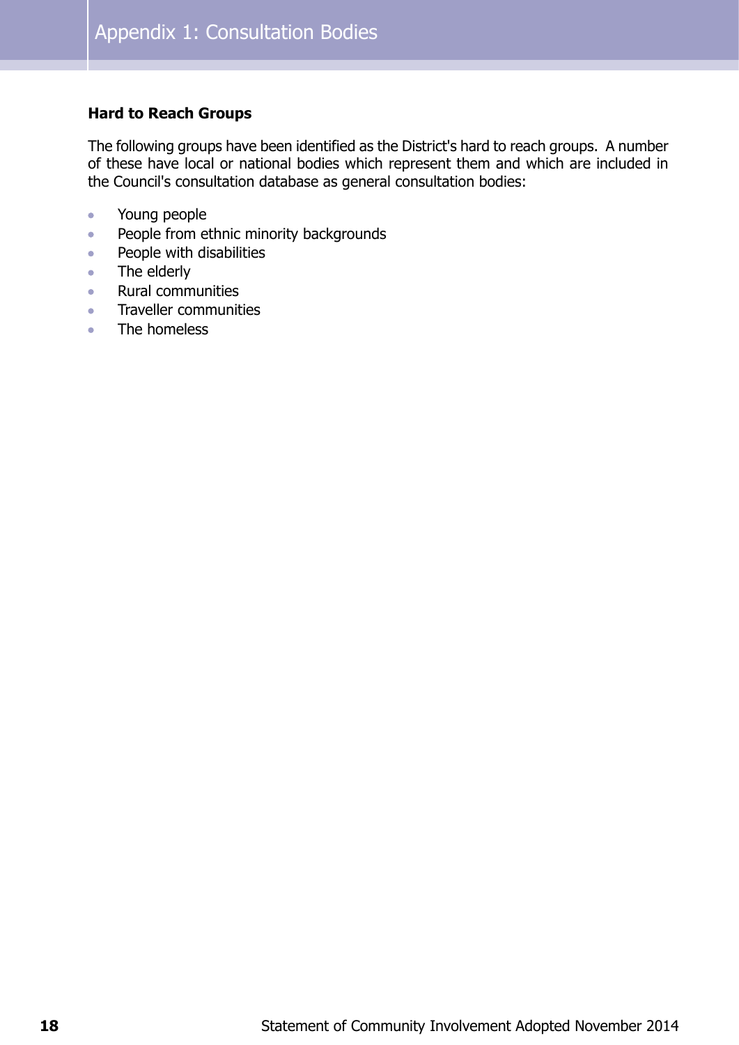# Appendix 1: Consultation Bodies

**Hard to Reach Groups**

The following groups have been identified as the District's hard to reach groups. A number of these have local or national bodies which represent them and which are included in the Council's consultation database as general consultation bodies:

- Young people
- People from ethnic minority backgrounds
- People with disabilities
- The elderly
- Rural communities
- Traveller communities
- The homeless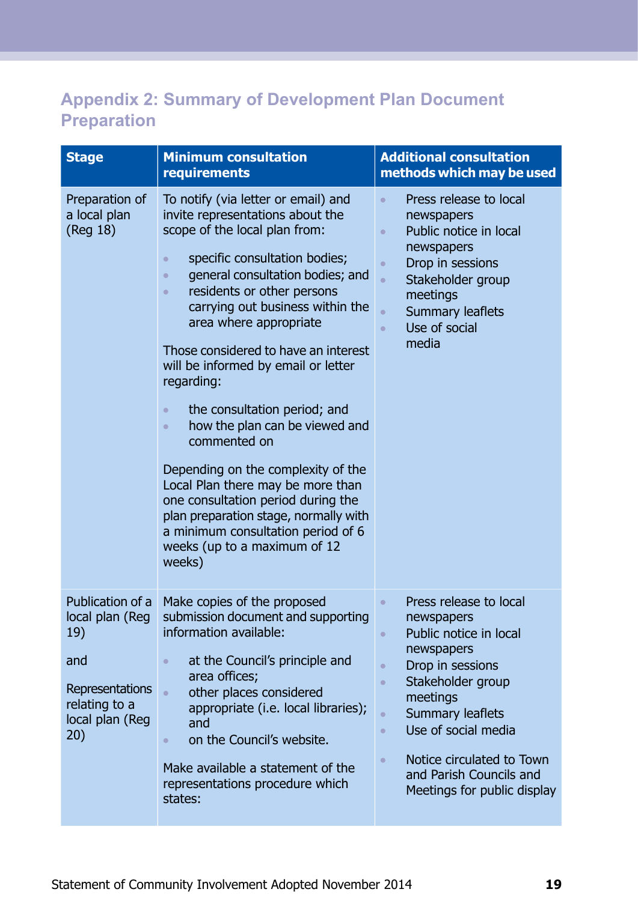## Appendix 2: Summary of Development Plan Document Preparation

| Stage | Minimum consultation requirements | Additional consultation methods which may be used |
|---|---|---|
| Preparation of a local plan (Reg 18) | To notify (via letter or email) and invite representations about the scope of the local plan from:<br>• specific consultation bodies;<br>• general consultation bodies; and<br>• residents or other persons carrying out business within the area where appropriate<br><br>Those considered to have an interest will be informed by email or letter regarding:<br>• the consultation period; and<br>• how the plan can be viewed and commented on<br><br>Depending on the complexity of the Local Plan there may be more than one consultation period during the plan preparation stage, normally with a minimum consultation period of 6 weeks (up to a maximum of 12 weeks) | • Press release to local newspapers<br>• Public notice in local newspapers<br>• Drop in sessions<br>• Stakeholder group meetings<br>• Summary leaflets<br>• Use of social media |
| Publication of a local plan (Reg 19)<br><br>and<br><br>Representations relating to a local plan (Reg 20) | Make copies of the proposed submission document and supporting information available:<br>• at the Council's principle and area offices;<br>• other places considered appropriate (i.e. local libraries); and<br>• on the Council's website.<br><br>Make available a statement of the representations procedure which states: | • Press release to local newspapers<br>• Public notice in local newspapers<br>• Drop in sessions<br>• Stakeholder group meetings<br>• Summary leaflets<br>• Use of social media<br><br>• Notice circulated to Town and Parish Councils and Meetings for public display |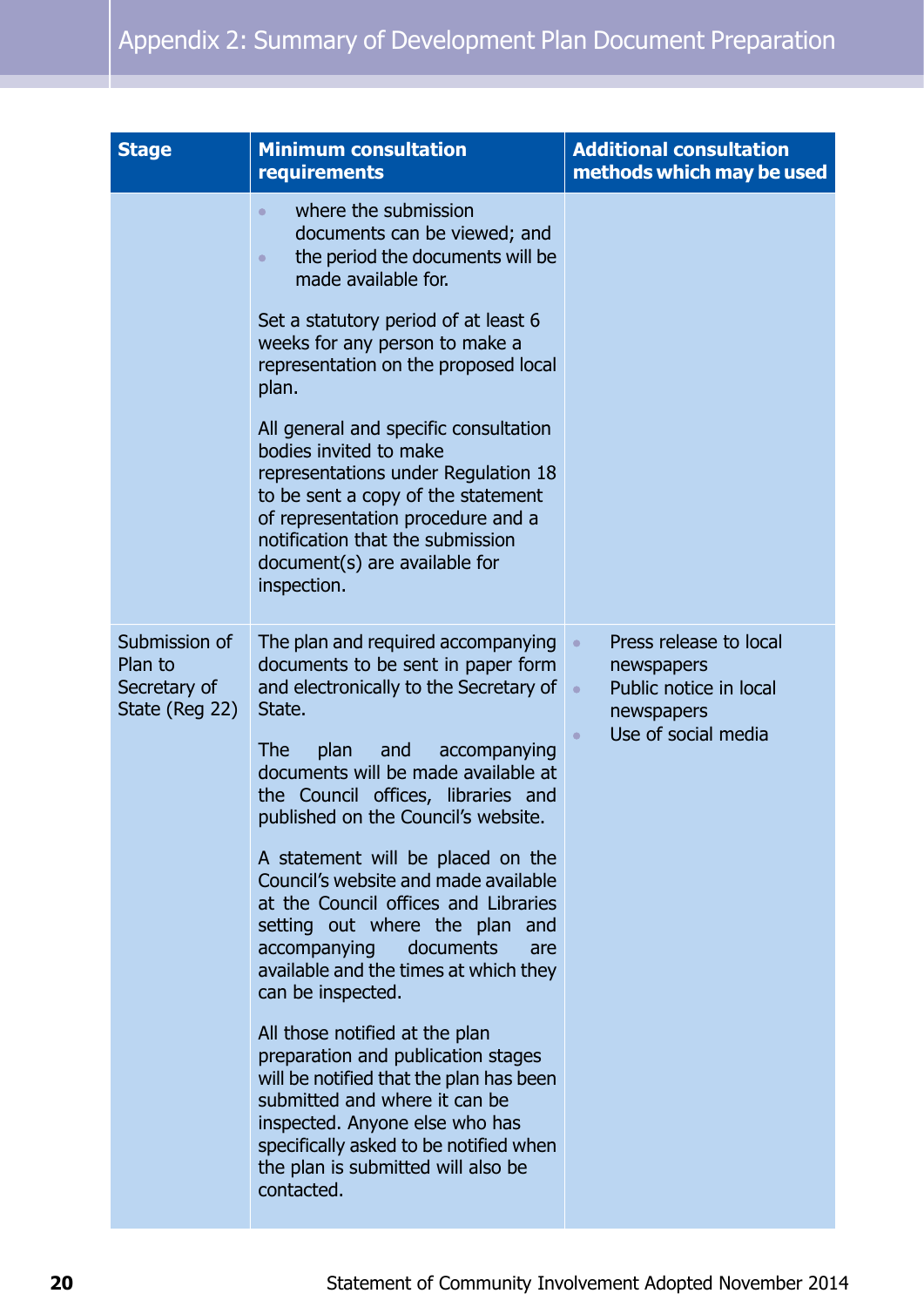# Appendix 2: Summary of Development Plan Document Preparation

| Stage | Minimum consultation requirements | Additional consultation methods which may be used |
|---|---|---|
| | • where the submission documents can be viewed; and<br>• the period the documents will be made available for.<br><br>Set a statutory period of at least 6 weeks for any person to make a representation on the proposed local plan.<br><br>All general and specific consultation bodies invited to make representations under Regulation 18 to be sent a copy of the statement of representation procedure and a notification that the submission document(s) are available for inspection. | |
| Submission of Plan to Secretary of State (Reg 22) | The plan and required accompanying documents to be sent in paper form and electronically to the Secretary of State.<br><br>The plan and accompanying documents will be made available at the Council offices, libraries and published on the Council's website.<br><br>A statement will be placed on the Council's website and made available at the Council offices and Libraries setting out where the plan and accompanying documents are available and the times at which they can be inspected.<br><br>All those notified at the plan preparation and publication stages will be notified that the plan has been submitted and where it can be inspected. Anyone else who has specifically asked to be notified when the plan is submitted will also be contacted. | • Press release to local newspapers<br>• Public notice in local newspapers<br>• Use of social media |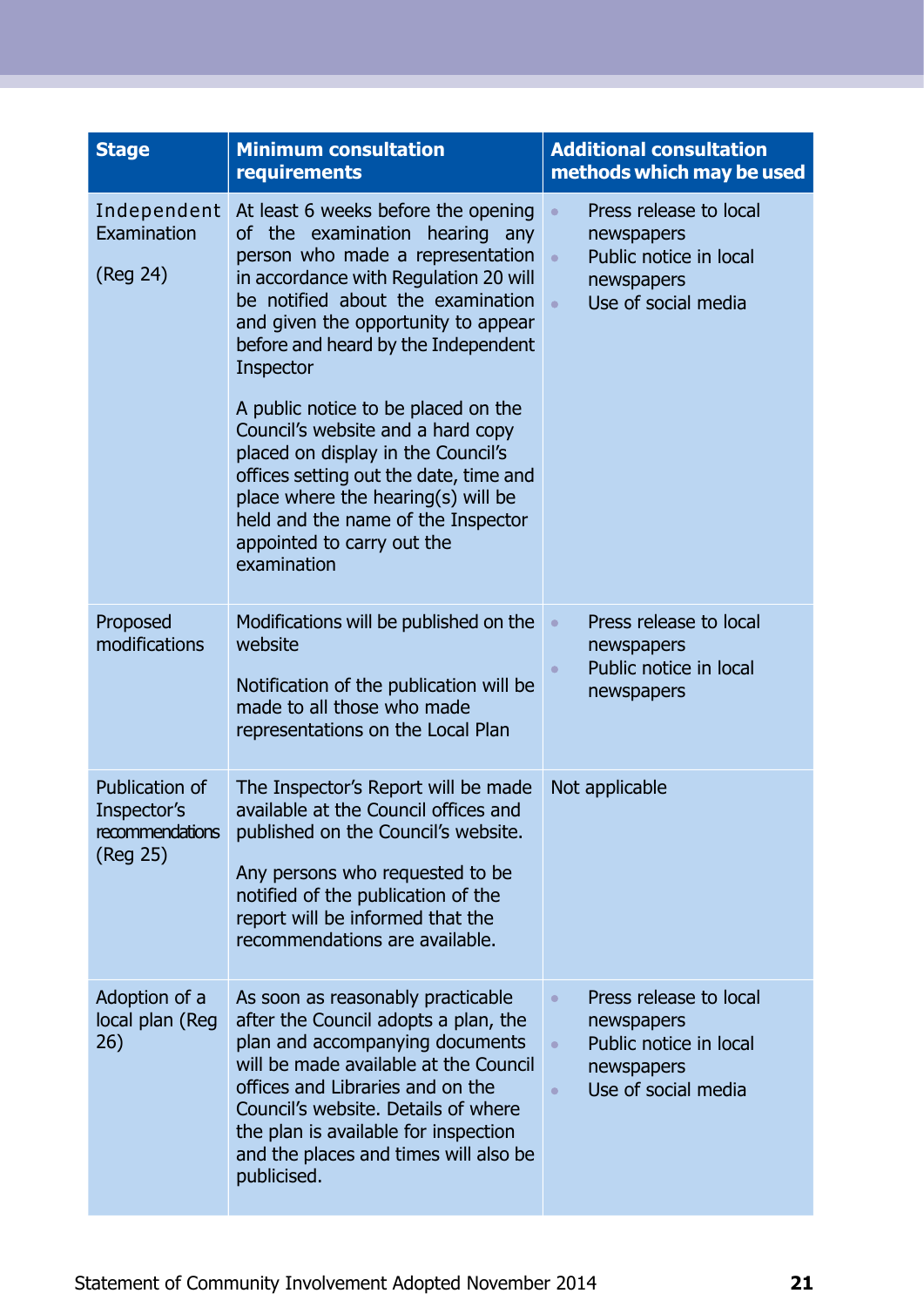| Stage | Minimum consultation requirements | Additional consultation methods which may be used |
|---|---|---|
| Independent Examination<br><br>(Reg 24) | At least 6 weeks before the opening of the examination hearing any person who made a representation in accordance with Regulation 20 will be notified about the examination and given the opportunity to appear before and heard by the Independent Inspector<br><br>A public notice to be placed on the Council's website and a hard copy placed on display in the Council's offices setting out the date, time and place where the hearing(s) will be held and the name of the Inspector appointed to carry out the examination | • Press release to local newspapers<br>• Public notice in local newspapers<br>• Use of social media |
| Proposed modifications | Modifications will be published on the website<br><br>Notification of the publication will be made to all those who made representations on the Local Plan | • Press release to local newspapers<br>• Public notice in local newspapers |
| Publication of Inspector's recommendations (Reg 25) | The Inspector's Report will be made available at the Council offices and published on the Council's website.<br><br>Any persons who requested to be notified of the publication of the report will be informed that the recommendations are available. | Not applicable |
| Adoption of a local plan (Reg 26) | As soon as reasonably practicable after the Council adopts a plan, the plan and accompanying documents will be made available at the Council offices and Libraries and on the Council's website. Details of where the plan is available for inspection and the places and times will also be publicised. | • Press release to local newspapers<br>• Public notice in local newspapers<br>• Use of social media |

Statement of Community Involvement Adopted November 2014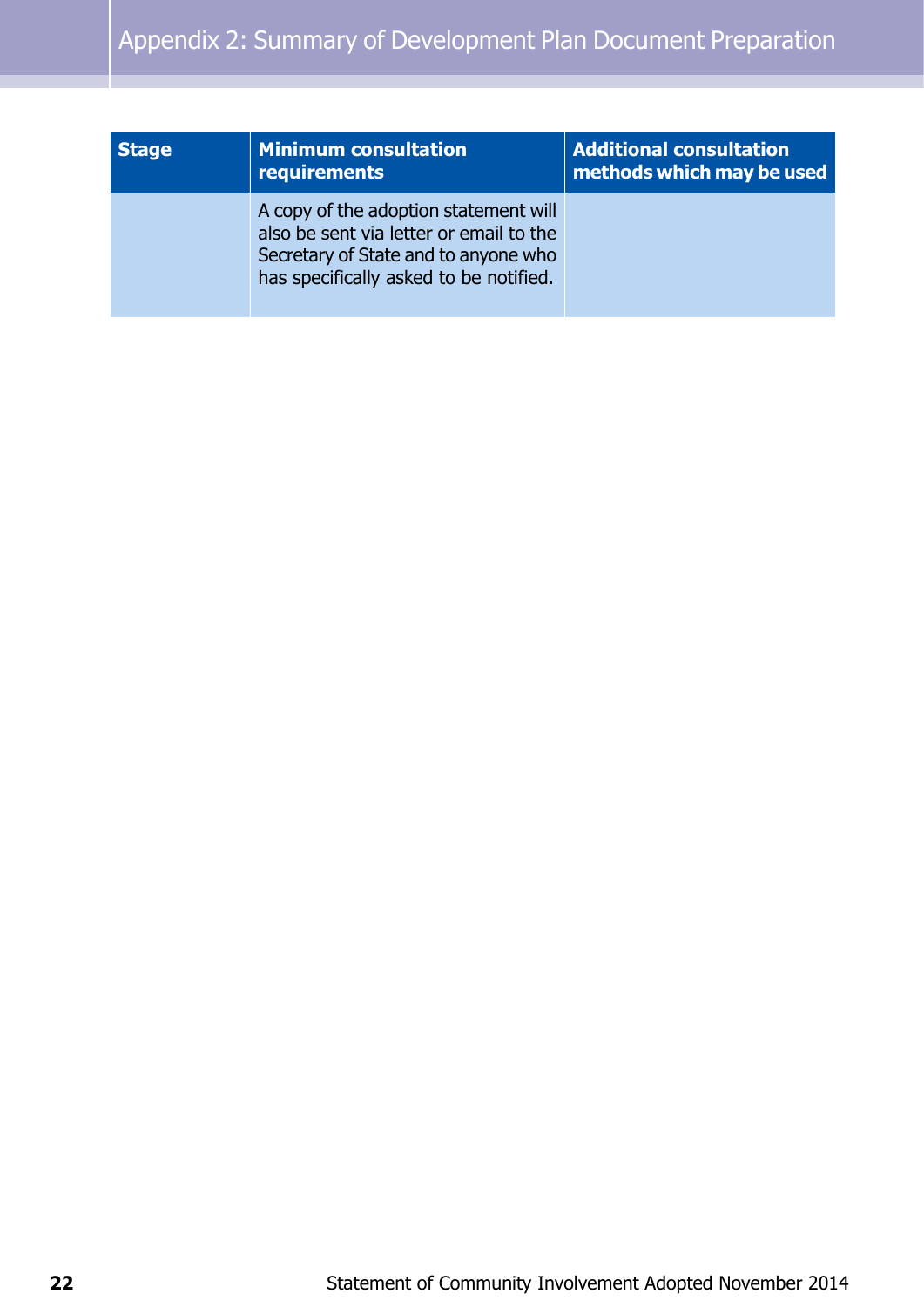| Stage | Minimum consultation requirements | Additional consultation methods which may be used |
|---|---|---|
| | A copy of the adoption statement will also be sent via letter or email to the Secretary of State and to anyone who has specifically asked to be notified. | |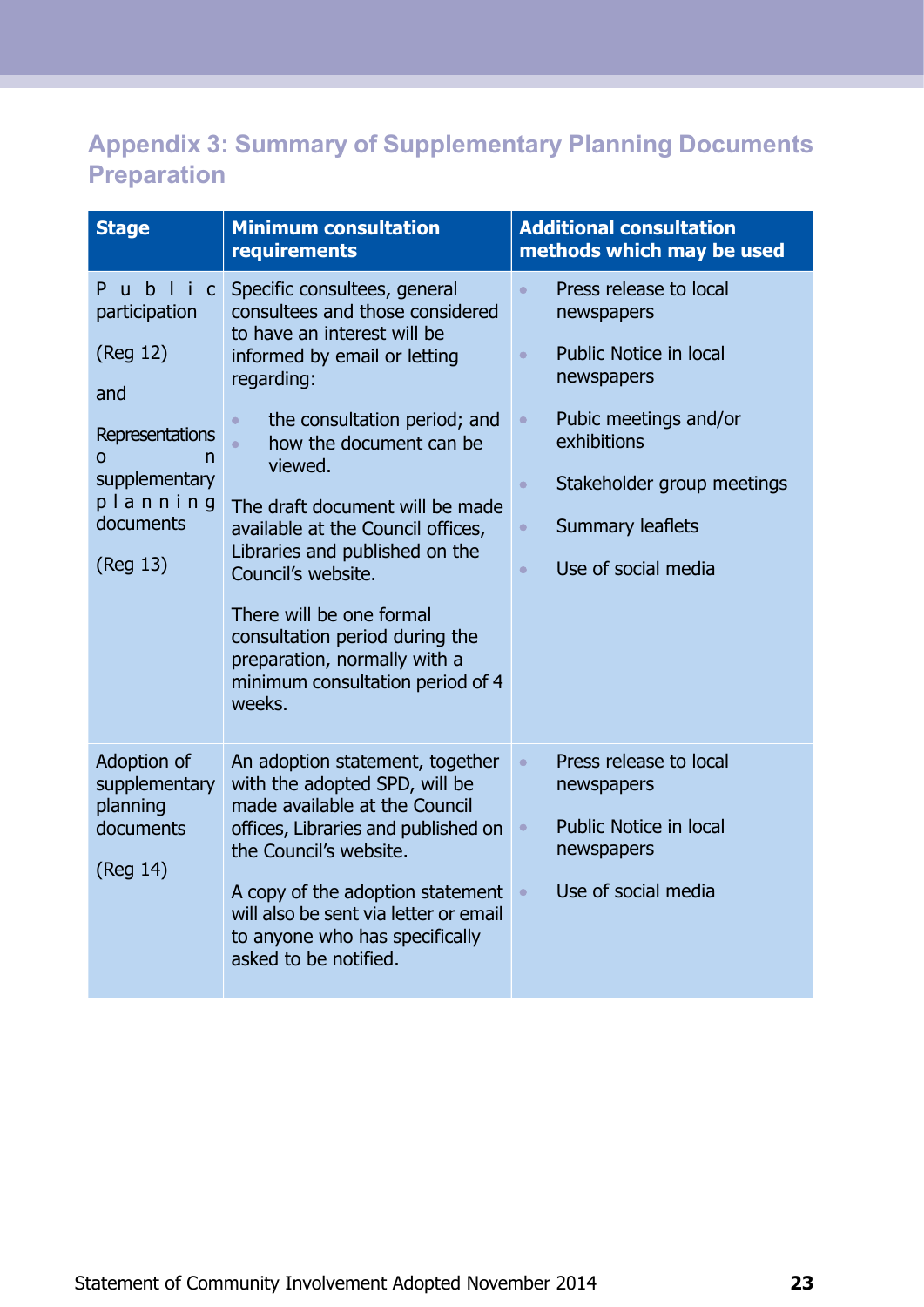## Appendix 3: Summary of Supplementary Planning Documents Preparation

| Stage | Minimum consultation requirements | Additional consultation methods which may be used |
|---|---|---|
| Public participation (Reg 12) and Representations on supplementary planning documents (Reg 13) | Specific consultees, general consultees and those considered to have an interest will be informed by email or letting regarding:<br>• the consultation period; and<br>• how the document can be viewed.<br><br>The draft document will be made available at the Council offices, Libraries and published on the Council's website.<br><br>There will be one formal consultation period during the preparation, normally with a minimum consultation period of 4 weeks. | • Press release to local newspapers<br>• Public Notice in local newspapers<br>• Pubic meetings and/or exhibitions<br>• Stakeholder group meetings<br>• Summary leaflets<br>• Use of social media |
| Adoption of supplementary planning documents (Reg 14) | An adoption statement, together with the adopted SPD, will be made available at the Council offices, Libraries and published on the Council's website.<br><br>A copy of the adoption statement will also be sent via letter or email to anyone who has specifically asked to be notified. | • Press release to local newspapers<br>• Public Notice in local newspapers<br>• Use of social media |

Statement of Community Involvement Adopted November 2014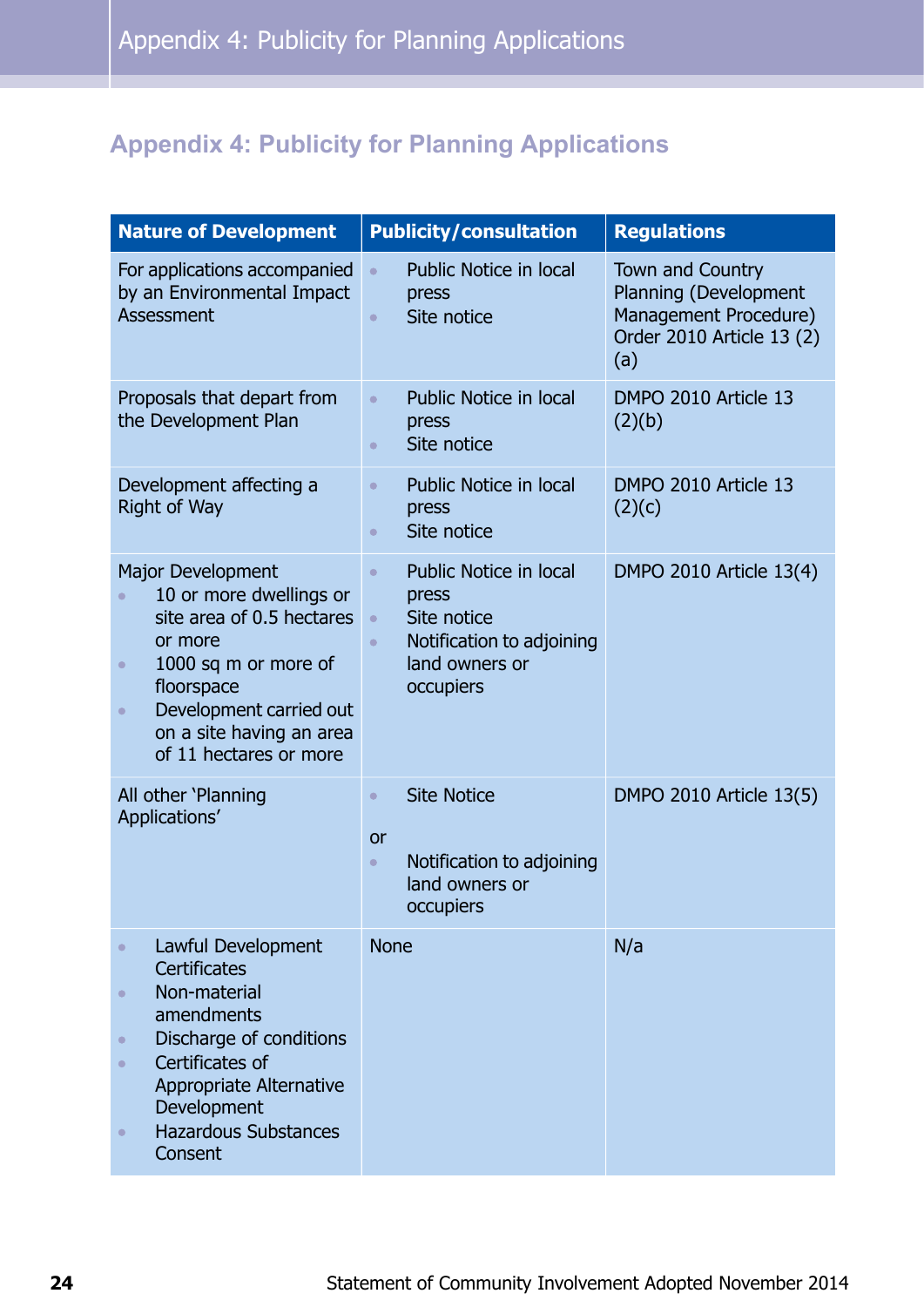# Appendix 4: Publicity for Planning Applications

| Nature of Development | Publicity/consultation | Regulations |
|---|---|---|
| For applications accompanied by an Environmental Impact Assessment | • Public Notice in local press<br>• Site notice | Town and Country Planning (Development Management Procedure) Order 2010 Article 13 (2) (a) |
| Proposals that depart from the Development Plan | • Public Notice in local press<br>• Site notice | DMPO 2010 Article 13 (2)(b) |
| Development affecting a Right of Way | • Public Notice in local press<br>• Site notice | DMPO 2010 Article 13 (2)(c) |
| Major Development<br>• 10 or more dwellings or site area of 0.5 hectares or more<br>• 1000 sq m or more of floorspace<br>• Development carried out on a site having an area of 11 hectares or more | • Public Notice in local press<br>• Site notice<br>• Notification to adjoining land owners or occupiers | DMPO 2010 Article 13(4) |
| All other 'Planning Applications' | • Site Notice<br>or<br>• Notification to adjoining land owners or occupiers | DMPO 2010 Article 13(5) |
| • Lawful Development Certificates<br>• Non-material amendments<br>• Discharge of conditions<br>• Certificates of Appropriate Alternative Development<br>• Hazardous Substances Consent | None | N/a |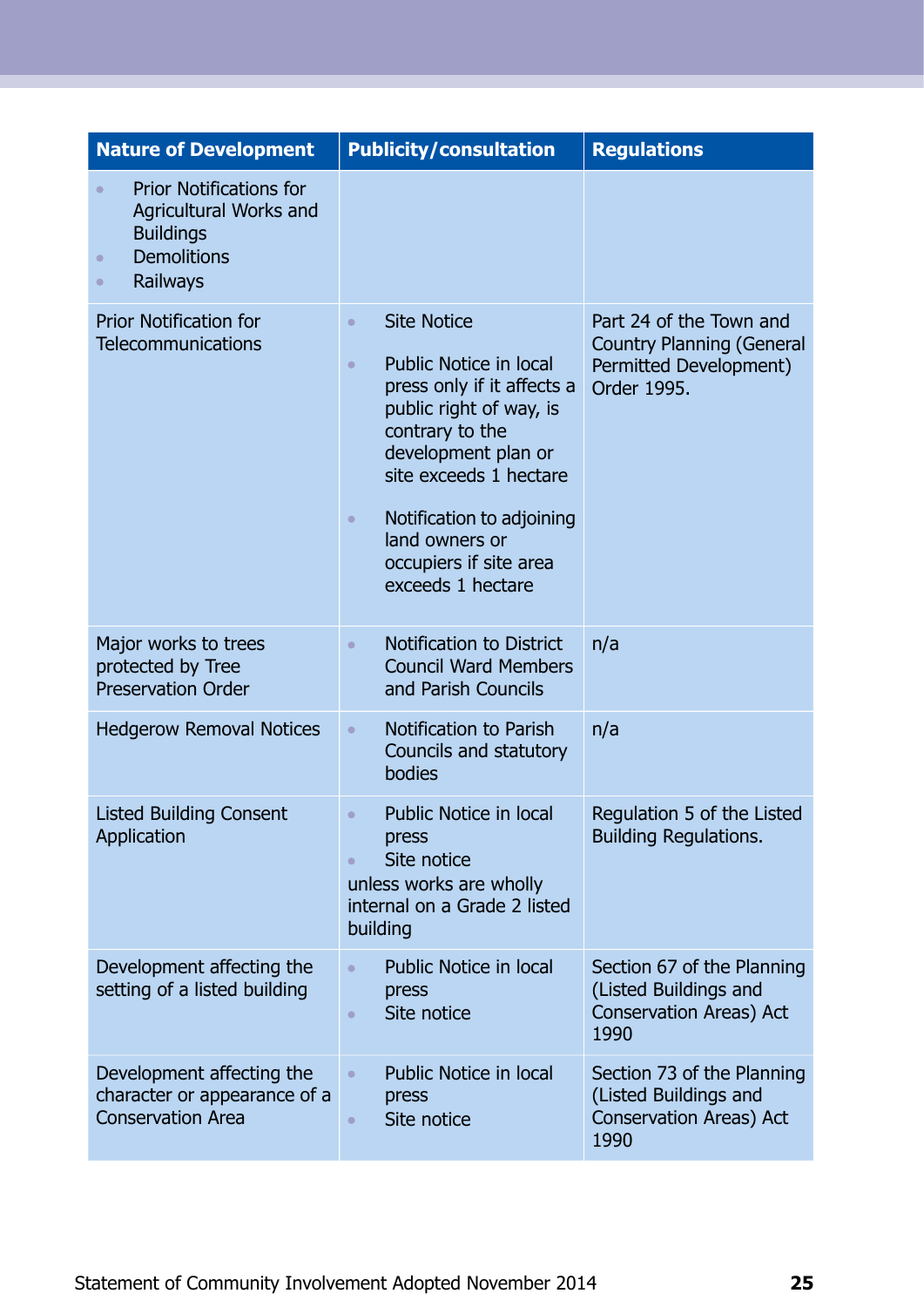| Nature of Development | Publicity/consultation | Regulations |
|---|---|---|
| • Prior Notifications for Agricultural Works and Buildings<br>• Demolitions<br>• Railways | | |
| Prior Notification for Telecommunications | • Site Notice<br>• Public Notice in local press only if it affects a public right of way, is contrary to the development plan or site exceeds 1 hectare<br>• Notification to adjoining land owners or occupiers if site area exceeds 1 hectare | Part 24 of the Town and Country Planning (General Permitted Development) Order 1995. |
| Major works to trees protected by Tree Preservation Order | • Notification to District Council Ward Members and Parish Councils | n/a |
| Hedgerow Removal Notices | • Notification to Parish Councils and statutory bodies | n/a |
| Listed Building Consent Application | • Public Notice in local press<br>• Site notice<br>unless works are wholly internal on a Grade 2 listed building | Regulation 5 of the Listed Building Regulations. |
| Development affecting the setting of a listed building | • Public Notice in local press<br>• Site notice | Section 67 of the Planning (Listed Buildings and Conservation Areas) Act 1990 |
| Development affecting the character or appearance of a Conservation Area | • Public Notice in local press<br>• Site notice | Section 73 of the Planning (Listed Buildings and Conservation Areas) Act 1990 |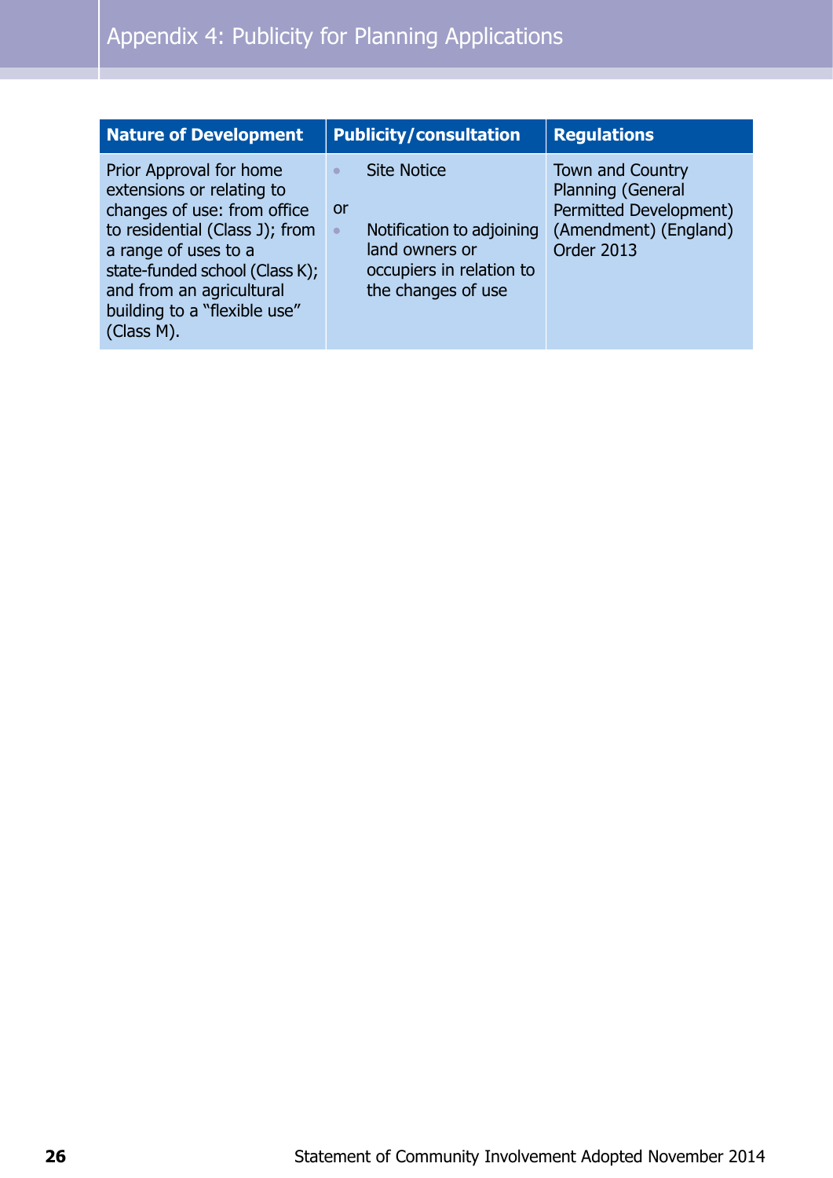# Appendix 4: Publicity for Planning Applications

| Nature of Development | Publicity/consultation | Regulations |
|---|---|---|
| Prior Approval for home extensions or relating to changes of use: from office to residential (Class J); from a range of uses to a state-funded school (Class K); and from an agricultural building to a "flexible use" (Class M). | • Site Notice<br><br>or<br>• Notification to adjoining land owners or occupiers in relation to the changes of use | Town and Country Planning (General Permitted Development) (Amendment) (England) Order 2013 |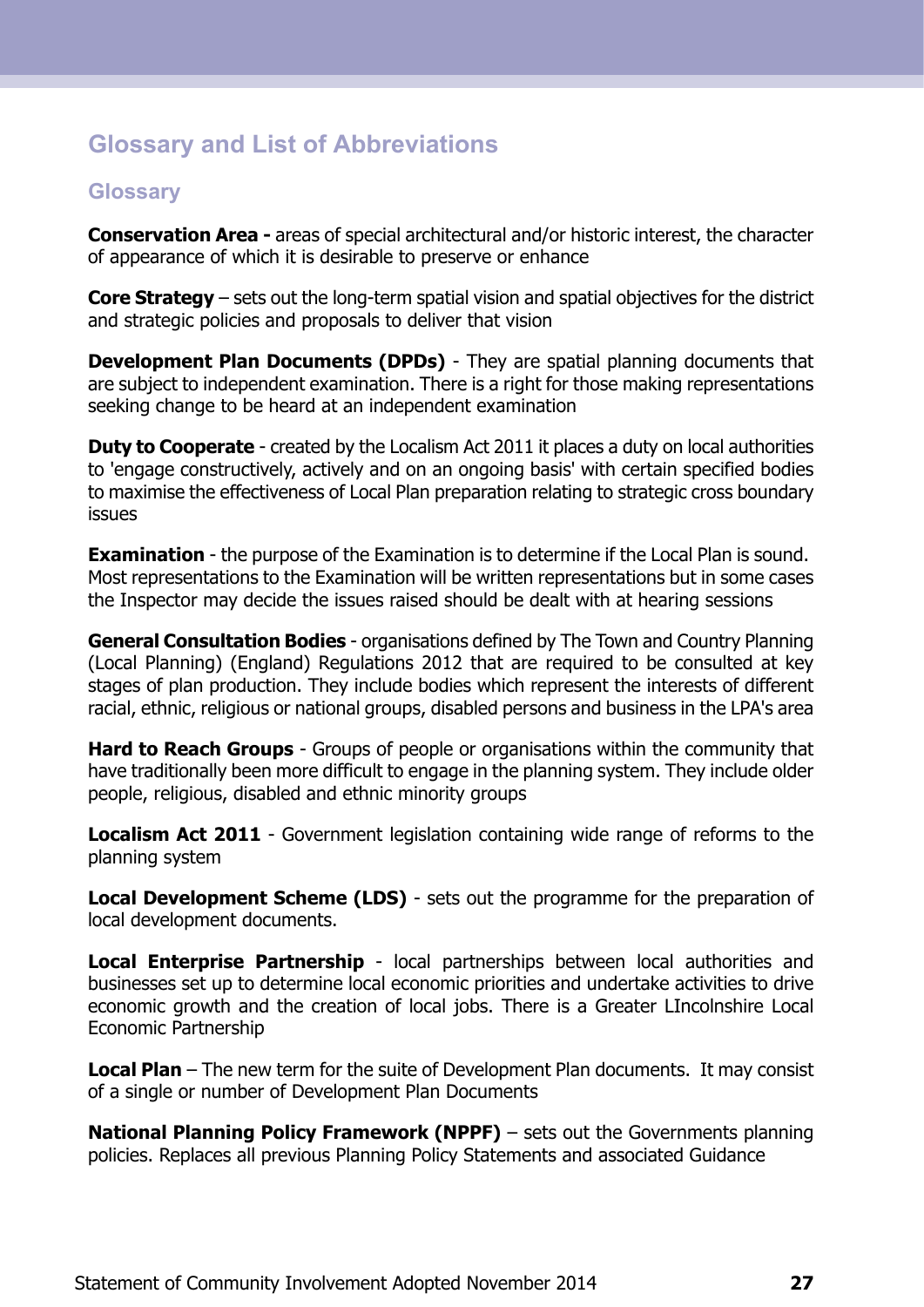# Glossary and List of Abbreviations

## Glossary

**Conservation Area -** areas of special architectural and/or historic interest, the character of appearance of which it is desirable to preserve or enhance

**Core Strategy** – sets out the long-term spatial vision and spatial objectives for the district and strategic policies and proposals to deliver that vision

**Development Plan Documents (DPDs)** - They are spatial planning documents that are subject to independent examination. There is a right for those making representations seeking change to be heard at an independent examination

**Duty to Cooperate** - created by the Localism Act 2011 it places a duty on local authorities to 'engage constructively, actively and on an ongoing basis' with certain specified bodies to maximise the effectiveness of Local Plan preparation relating to strategic cross boundary issues

**Examination** - the purpose of the Examination is to determine if the Local Plan is sound. Most representations to the Examination will be written representations but in some cases the Inspector may decide the issues raised should be dealt with at hearing sessions

**General Consultation Bodies** - organisations defined by The Town and Country Planning (Local Planning) (England) Regulations 2012 that are required to be consulted at key stages of plan production. They include bodies which represent the interests of different racial, ethnic, religious or national groups, disabled persons and business in the LPA's area

**Hard to Reach Groups** - Groups of people or organisations within the community that have traditionally been more difficult to engage in the planning system. They include older people, religious, disabled and ethnic minority groups

**Localism Act 2011** - Government legislation containing wide range of reforms to the planning system

**Local Development Scheme (LDS)** - sets out the programme for the preparation of local development documents.

**Local Enterprise Partnership** - local partnerships between local authorities and businesses set up to determine local economic priorities and undertake activities to drive economic growth and the creation of local jobs. There is a Greater LIncolnshire Local Economic Partnership

**Local Plan** – The new term for the suite of Development Plan documents. It may consist of a single or number of Development Plan Documents

**National Planning Policy Framework (NPPF)** – sets out the Governments planning policies. Replaces all previous Planning Policy Statements and associated Guidance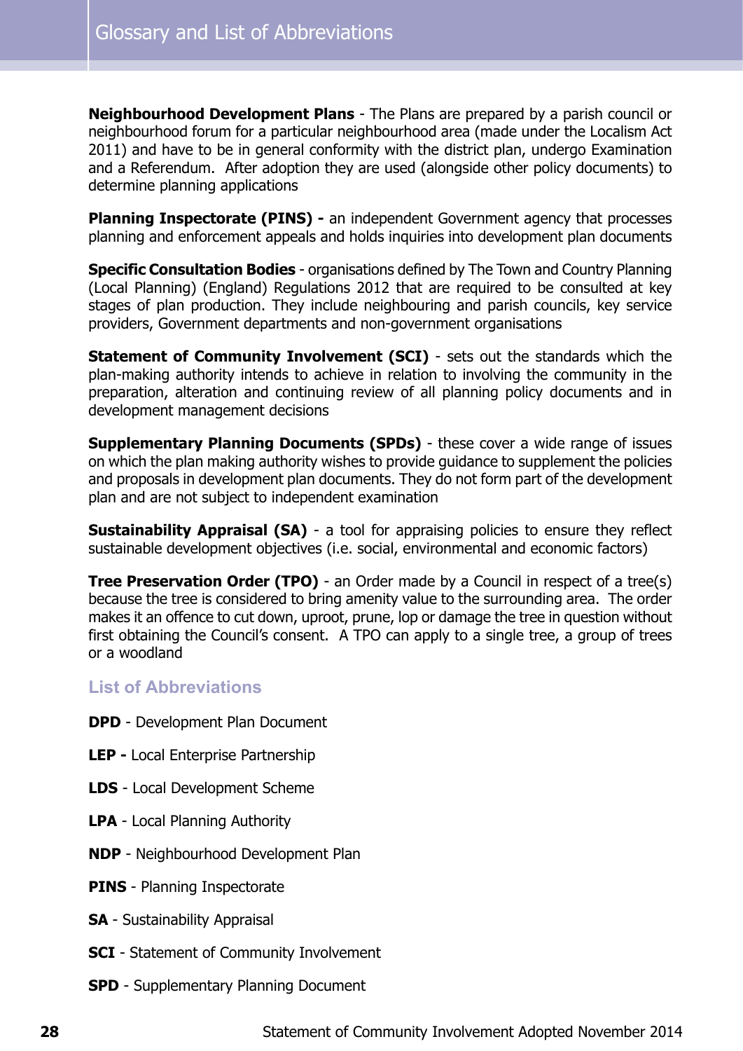**Neighbourhood Development Plans** - The Plans are prepared by a parish council or neighbourhood forum for a particular neighbourhood area (made under the Localism Act 2011) and have to be in general conformity with the district plan, undergo Examination and a Referendum. After adoption they are used (alongside other policy documents) to determine planning applications

**Planning Inspectorate (PINS) -** an independent Government agency that processes planning and enforcement appeals and holds inquiries into development plan documents

**Specific Consultation Bodies** - organisations defined by The Town and Country Planning (Local Planning) (England) Regulations 2012 that are required to be consulted at key stages of plan production. They include neighbouring and parish councils, key service providers, Government departments and non-government organisations

**Statement of Community Involvement (SCI)** - sets out the standards which the plan-making authority intends to achieve in relation to involving the community in the preparation, alteration and continuing review of all planning policy documents and in development management decisions

**Supplementary Planning Documents (SPDs)** - these cover a wide range of issues on which the plan making authority wishes to provide guidance to supplement the policies and proposals in development plan documents. They do not form part of the development plan and are not subject to independent examination

**Sustainability Appraisal (SA)** - a tool for appraising policies to ensure they reflect sustainable development objectives (i.e. social, environmental and economic factors)

**Tree Preservation Order (TPO)** - an Order made by a Council in respect of a tree(s) because the tree is considered to bring amenity value to the surrounding area. The order makes it an offence to cut down, uproot, prune, lop or damage the tree in question without first obtaining the Council's consent. A TPO can apply to a single tree, a group of trees or a woodland

### List of Abbreviations

**DPD** - Development Plan Document

**LEP -** Local Enterprise Partnership

**LDS** - Local Development Scheme

**LPA** - Local Planning Authority

**NDP** - Neighbourhood Development Plan

**PINS** - Planning Inspectorate

**SA** - Sustainability Appraisal

**SCI** - Statement of Community Involvement

**SPD** - Supplementary Planning Document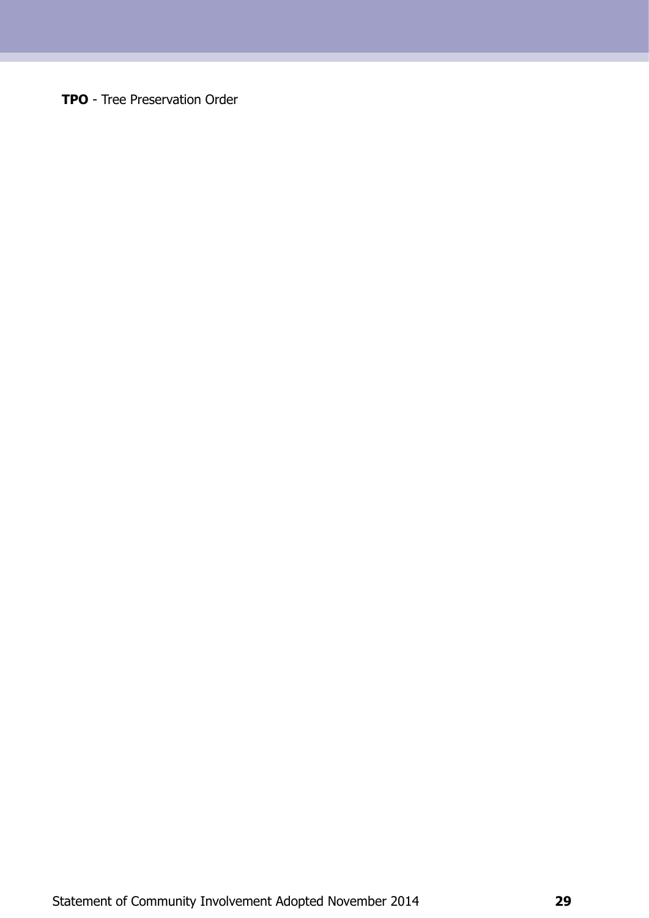**TPO** - Tree Preservation Order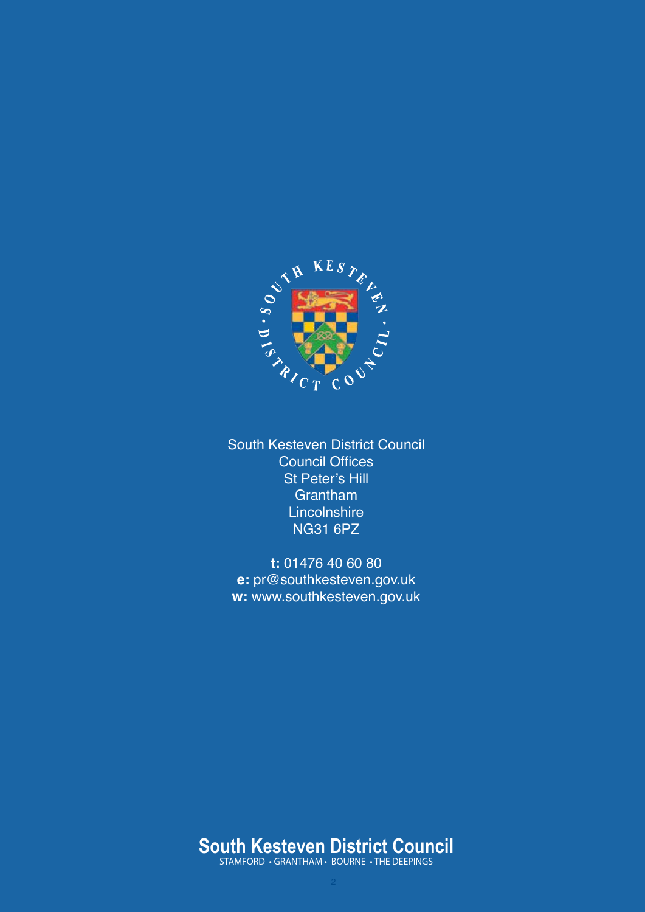South Kesteven District Council
Council Offices
St Peter's Hill
Grantham
Lincolnshire
NG31 6PZ

**t:** 01476 40 60 80
**e:** pr@southkesteven.gov.uk
**w:** www.southkesteven.gov.uk

**South Kesteven District Council**
STAMFORD • GRANTHAM • BOURNE • THE DEEPINGS